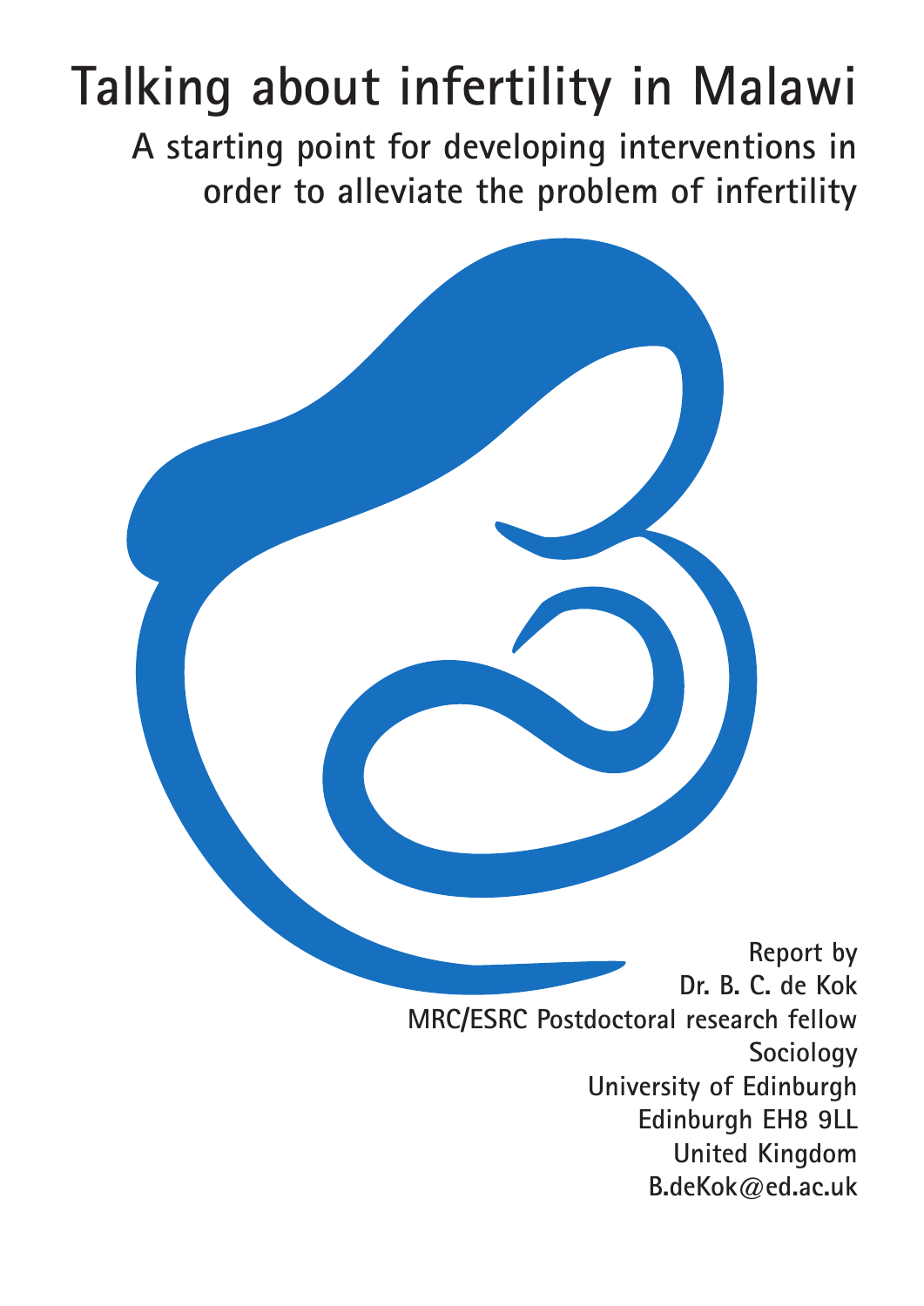# Talking about infertility in Malawi

## A starting point for developing interventions in order to alleviate the problem of infertility

Report by
Dr. B. C. de Kok
MRC/ESRC Postdoctoral research fellow
Sociology
University of Edinburgh
Edinburgh EH8 9LL
United Kingdom
B.deKok@ed.ac.uk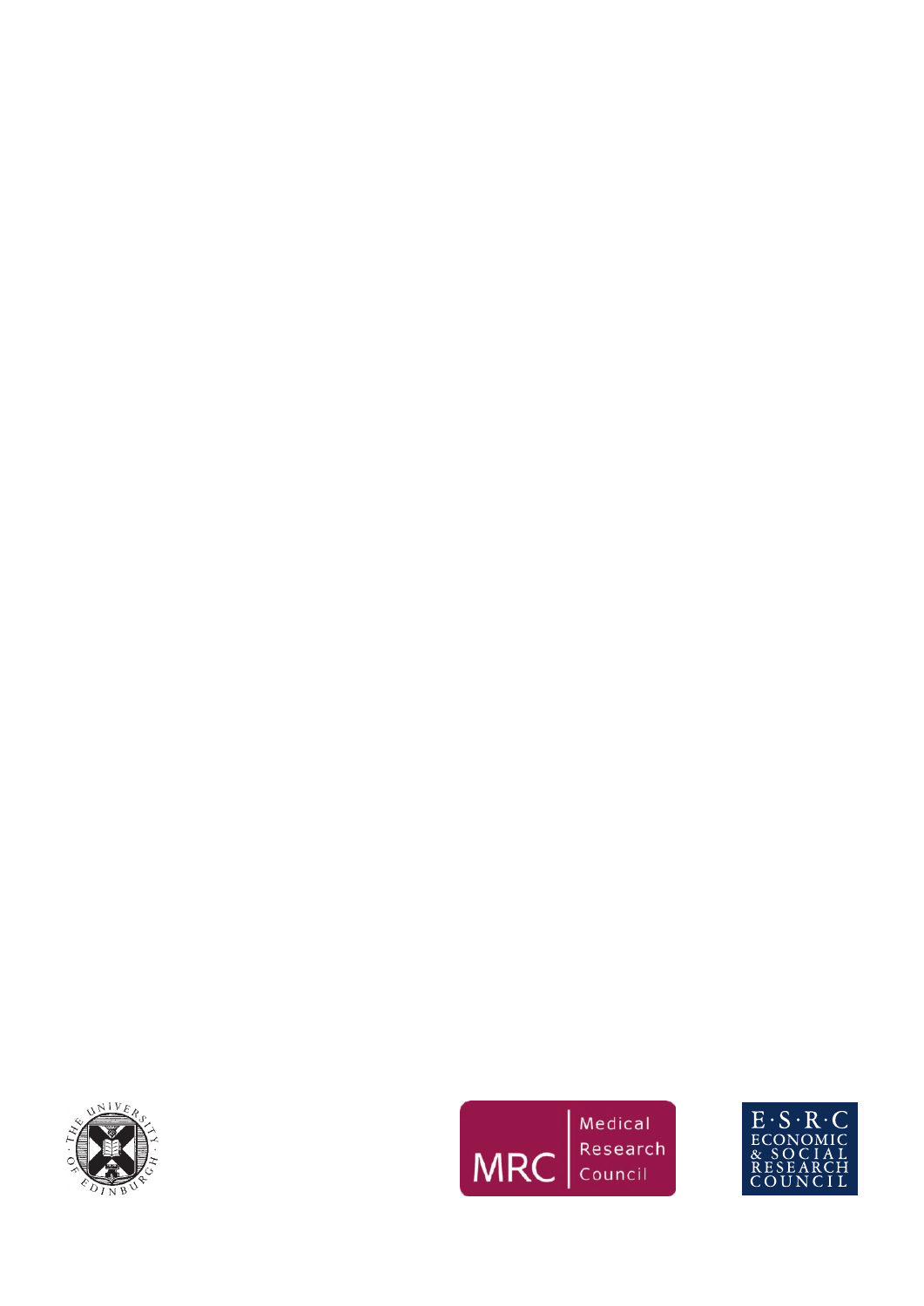MRC Medical Research Council

E·S·R·C ECONOMIC & SOCIAL RESEARCH COUNCIL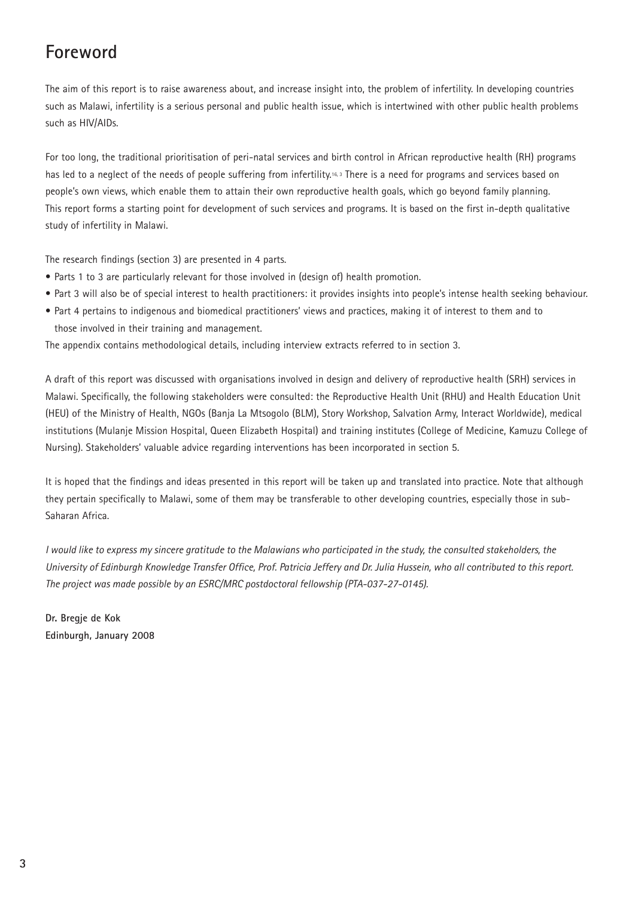# Foreword

The aim of this report is to raise awareness about, and increase insight into, the problem of infertility. In developing countries such as Malawi, infertility is a serious personal and public health issue, which is intertwined with other public health problems such as HIV/AIDs.

For too long, the traditional prioritisation of peri-natal services and birth control in African reproductive health (RH) programs has led to a neglect of the needs of people suffering from infertility.[16, 3] There is a need for programs and services based on people's own views, which enable them to attain their own reproductive health goals, which go beyond family planning. This report forms a starting point for development of such services and programs. It is based on the first in-depth qualitative study of infertility in Malawi.

The research findings (section 3) are presented in 4 parts.

- Parts 1 to 3 are particularly relevant for those involved in (design of) health promotion.
- Part 3 will also be of special interest to health practitioners: it provides insights into people's intense health seeking behaviour.
- Part 4 pertains to indigenous and biomedical practitioners' views and practices, making it of interest to them and to those involved in their training and management.

The appendix contains methodological details, including interview extracts referred to in section 3.

A draft of this report was discussed with organisations involved in design and delivery of reproductive health (SRH) services in Malawi. Specifically, the following stakeholders were consulted: the Reproductive Health Unit (RHU) and Health Education Unit (HEU) of the Ministry of Health, NGOs (Banja La Mtsogolo (BLM), Story Workshop, Salvation Army, Interact Worldwide), medical institutions (Mulanje Mission Hospital, Queen Elizabeth Hospital) and training institutes (College of Medicine, Kamuzu College of Nursing). Stakeholders' valuable advice regarding interventions has been incorporated in section 5.

It is hoped that the findings and ideas presented in this report will be taken up and translated into practice. Note that although they pertain specifically to Malawi, some of them may be transferable to other developing countries, especially those in sub-Saharan Africa.

*I would like to express my sincere gratitude to the Malawians who participated in the study, the consulted stakeholders, the University of Edinburgh Knowledge Transfer Office, Prof. Patricia Jeffery and Dr. Julia Hussein, who all contributed to this report. The project was made possible by an ESRC/MRC postdoctoral fellowship (PTA-037-27-0145).*

**Dr. Bregje de Kok**
**Edinburgh, January 2008**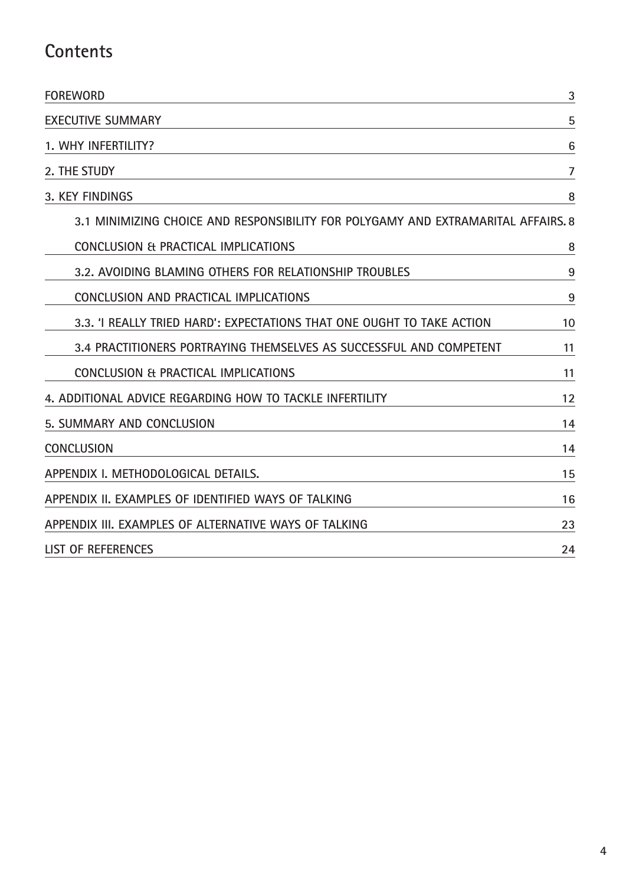## Contents

| | |
|---|---|
| FOREWORD | 3 |
| EXECUTIVE SUMMARY | 5 |
| 1. WHY INFERTILITY? | 6 |
| 2. THE STUDY | 7 |
| 3. KEY FINDINGS | 8 |
| 3.1 MINIMIZING CHOICE AND RESPONSIBILITY FOR POLYGAMY AND EXTRAMARITAL AFFAIRS. | 8 |
| CONCLUSION & PRACTICAL IMPLICATIONS | 8 |
| 3.2. AVOIDING BLAMING OTHERS FOR RELATIONSHIP TROUBLES | 9 |
| CONCLUSION AND PRACTICAL IMPLICATIONS | 9 |
| 3.3. 'I REALLY TRIED HARD': EXPECTATIONS THAT ONE OUGHT TO TAKE ACTION | 10 |
| 3.4 PRACTITIONERS PORTRAYING THEMSELVES AS SUCCESSFUL AND COMPETENT | 11 |
| CONCLUSION & PRACTICAL IMPLICATIONS | 11 |
| 4. ADDITIONAL ADVICE REGARDING HOW TO TACKLE INFERTILITY | 12 |
| 5. SUMMARY AND CONCLUSION | 14 |
| CONCLUSION | 14 |
| APPENDIX I. METHODOLOGICAL DETAILS. | 15 |
| APPENDIX II. EXAMPLES OF IDENTIFIED WAYS OF TALKING | 16 |
| APPENDIX III. EXAMPLES OF ALTERNATIVE WAYS OF TALKING | 23 |
| LIST OF REFERENCES | 24 |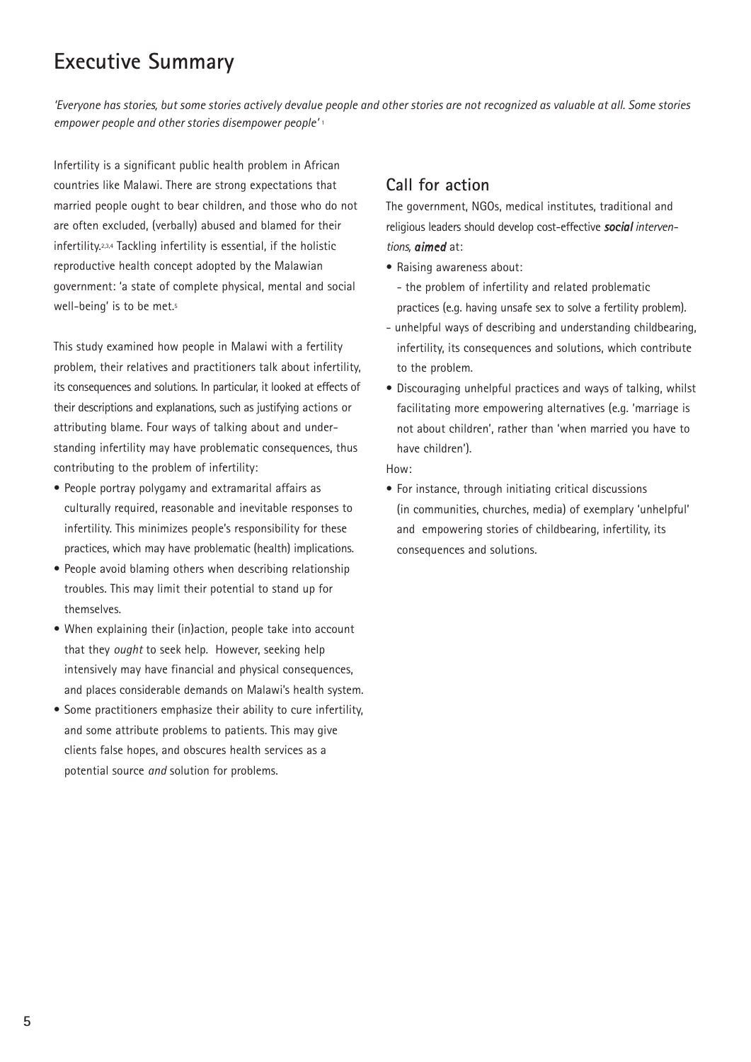# Executive Summary

*'Everyone has stories, but some stories actively devalue people and other stories are not recognized as valuable at all. Some stories empower people and other stories disempower people'* [1]

Infertility is a significant public health problem in African countries like Malawi. There are strong expectations that married people ought to bear children, and those who do not are often excluded, (verbally) abused and blamed for their infertility.[2,3,4] Tackling infertility is essential, if the holistic reproductive health concept adopted by the Malawian government: 'a state of complete physical, mental and social well-being' is to be met.[5]

This study examined how people in Malawi with a fertility problem, their relatives and practitioners talk about infertility, its consequences and solutions. In particular, it looked at effects of their descriptions and explanations, such as justifying actions or attributing blame. Four ways of talking about and understanding infertility may have problematic consequences, thus contributing to the problem of infertility:

- People portray polygamy and extramarital affairs as culturally required, reasonable and inevitable responses to infertility. This minimizes people's responsibility for these practices, which may have problematic (health) implications.
- People avoid blaming others when describing relationship troubles. This may limit their potential to stand up for themselves.
- When explaining their (in)action, people take into account that they *ought* to seek help. However, seeking help intensively may have financial and physical consequences, and places considerable demands on Malawi's health system.
- Some practitioners emphasize their ability to cure infertility, and some attribute problems to patients. This may give clients false hopes, and obscures health services as a potential source *and* solution for problems.

## Call for action

The government, NGOs, medical institutes, traditional and religious leaders should develop cost-effective ***social*** *interventions,* ***aimed*** at:

- Raising awareness about:
  - the problem of infertility and related problematic practices (e.g. having unsafe sex to solve a fertility problem).
  - unhelpful ways of describing and understanding childbearing, infertility, its consequences and solutions, which contribute to the problem.
- Discouraging unhelpful practices and ways of talking, whilst facilitating more empowering alternatives (e.g. 'marriage is not about children', rather than 'when married you have to have children').

How:

- For instance, through initiating critical discussions (in communities, churches, media) of exemplary 'unhelpful' and empowering stories of childbearing, infertility, its consequences and solutions.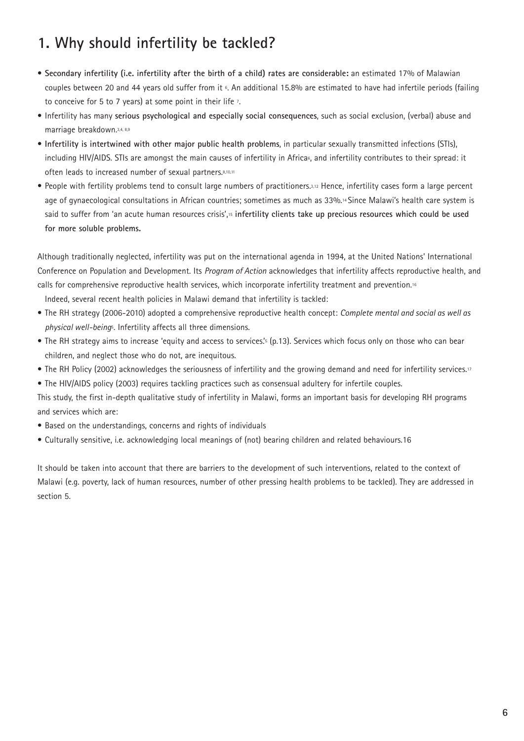# 1. Why should infertility be tackled?

- **Secondary infertility (i.e. infertility after the birth of a child) rates are considerable:** an estimated 17% of Malawian couples between 20 and 44 years old suffer from it [6]. An additional 15.8% are estimated to have had infertile periods (failing to conceive for 5 to 7 years) at some point in their life [7].
- Infertility has many **serious psychological and especially social consequences**, such as social exclusion, (verbal) abuse and marriage breakdown.[3,4, 8,9]
- **Infertility is intertwined with other major public health problems**, in particular sexually transmitted infections (STIs), including HIV/AIDS. STIs are amongst the main causes of infertility in Africa[6], and infertility contributes to their spread: it often leads to increased number of sexual partners.[8,10,11]
- People with fertility problems tend to consult large numbers of practitioners.[3,12] Hence, infertility cases form a large percent age of gynaecological consultations in African countries; sometimes as much as 33%.[14] Since Malawi's health care system is said to suffer from 'an acute human resources crisis',[15] **infertility clients take up precious resources which could be used for more soluble problems.**

Although traditionally neglected, infertility was put on the international agenda in 1994, at the United Nations' International Conference on Population and Development. Its *Program of Action* acknowledges that infertility affects reproductive health, and calls for comprehensive reproductive health services, which incorporate infertility treatment and prevention.[16]

Indeed, several recent health policies in Malawi demand that infertility is tackled:

- The RH strategy (2006-2010) adopted a comprehensive reproductive health concept: *Complete mental and social as well as physical well-being*[5]. Infertility affects all three dimensions.
- The RH strategy aims to increase 'equity and access to services'.[5] (p.13). Services which focus only on those who can bear children, and neglect those who do not, are inequitous.
- The RH Policy (2002) acknowledges the seriousness of infertility and the growing demand and need for infertility services.[17]
- The HIV/AIDS policy (2003) requires tackling practices such as consensual adultery for infertile couples.

This study, the first in-depth qualitative study of infertility in Malawi, forms an important basis for developing RH programs and services which are:

- Based on the understandings, concerns and rights of individuals
- Culturally sensitive, i.e. acknowledging local meanings of (not) bearing children and related behaviours.16

It should be taken into account that there are barriers to the development of such interventions, related to the context of Malawi (e.g. poverty, lack of human resources, number of other pressing health problems to be tackled). They are addressed in section 5.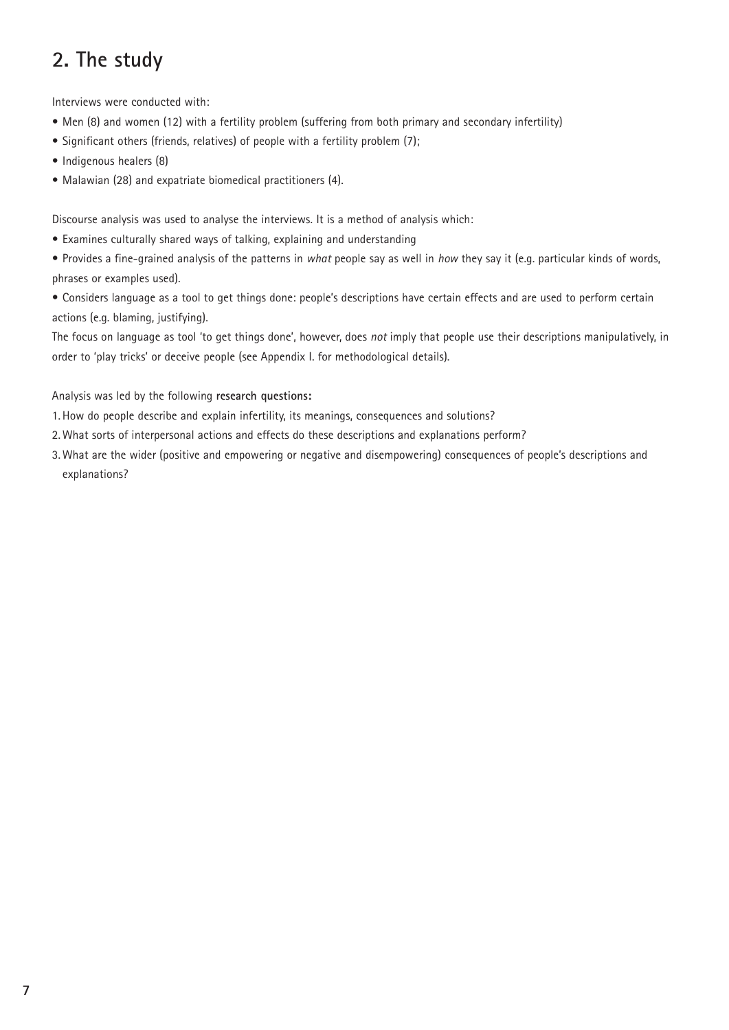## 2. The study

Interviews were conducted with:

- Men (8) and women (12) with a fertility problem (suffering from both primary and secondary infertility)
- Significant others (friends, relatives) of people with a fertility problem (7);
- Indigenous healers (8)
- Malawian (28) and expatriate biomedical practitioners (4).

Discourse analysis was used to analyse the interviews. It is a method of analysis which:

- Examines culturally shared ways of talking, explaining and understanding
- Provides a fine-grained analysis of the patterns in *what* people say as well in *how* they say it (e.g. particular kinds of words, phrases or examples used).
- Considers language as a tool to get things done: people's descriptions have certain effects and are used to perform certain actions (e.g. blaming, justifying).

The focus on language as tool 'to get things done', however, does *not* imply that people use their descriptions manipulatively, in order to 'play tricks' or deceive people (see Appendix I. for methodological details).

Analysis was led by the following **research questions:**

1. How do people describe and explain infertility, its meanings, consequences and solutions?
2. What sorts of interpersonal actions and effects do these descriptions and explanations perform?
3. What are the wider (positive and empowering or negative and disempowering) consequences of people's descriptions and explanations?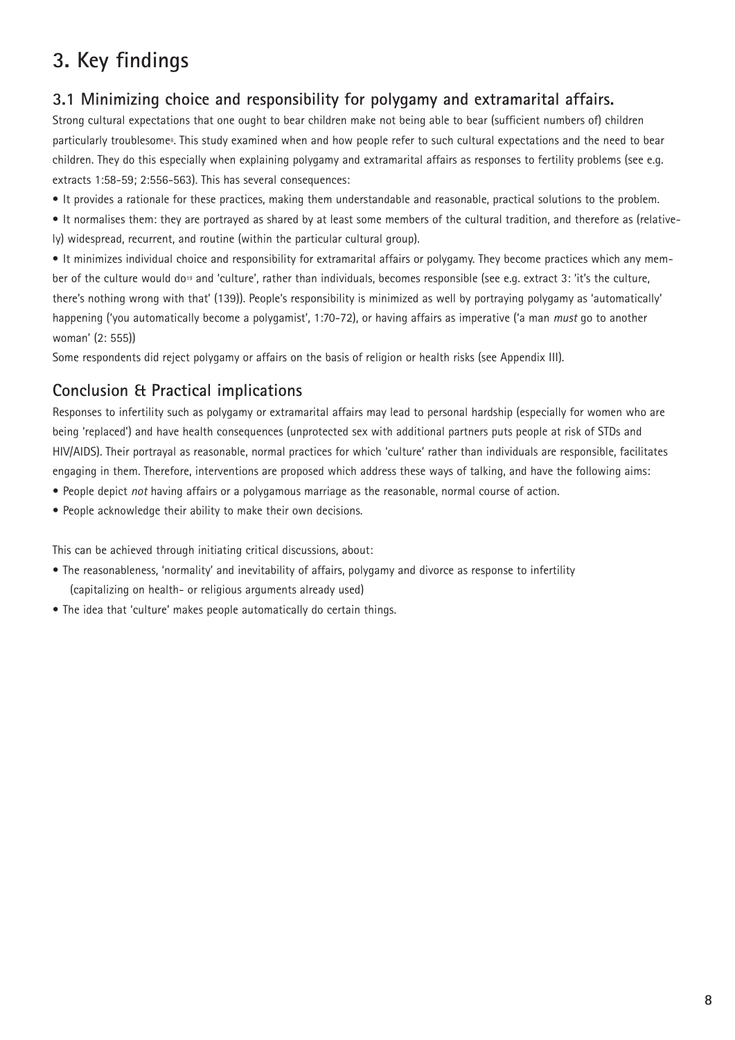# 3. Key findings

## 3.1 Minimizing choice and responsibility for polygamy and extramarital affairs.

Strong cultural expectations that one ought to bear children make not being able to bear (sufficient numbers of) children particularly troublesome[8]. This study examined when and how people refer to such cultural expectations and the need to bear children. They do this especially when explaining polygamy and extramarital affairs as responses to fertility problems (see e.g. extracts 1:58-59; 2:556-563). This has several consequences:

- It provides a rationale for these practices, making them understandable and reasonable, practical solutions to the problem.
- It normalises them: they are portrayed as shared by at least some members of the cultural tradition, and therefore as (relatively) widespread, recurrent, and routine (within the particular cultural group).
- It minimizes individual choice and responsibility for extramarital affairs or polygamy. They become practices which any member of the culture would do[19] and 'culture', rather than individuals, becomes responsible (see e.g. extract 3: 'it's the culture, there's nothing wrong with that' (139)). People's responsibility is minimized as well by portraying polygamy as 'automatically' happening ('you automatically become a polygamist', 1:70-72), or having affairs as imperative ('a man *must* go to another woman' (2: 555))

Some respondents did reject polygamy or affairs on the basis of religion or health risks (see Appendix III).

## Conclusion & Practical implications

Responses to infertility such as polygamy or extramarital affairs may lead to personal hardship (especially for women who are being 'replaced') and have health consequences (unprotected sex with additional partners puts people at risk of STDs and HIV/AIDS). Their portrayal as reasonable, normal practices for which 'culture' rather than individuals are responsible, facilitates engaging in them. Therefore, interventions are proposed which address these ways of talking, and have the following aims:

- People depict *not* having affairs or a polygamous marriage as the reasonable, normal course of action.
- People acknowledge their ability to make their own decisions.

This can be achieved through initiating critical discussions, about:

- The reasonableness, 'normality' and inevitability of affairs, polygamy and divorce as response to infertility (capitalizing on health- or religious arguments already used)
- The idea that 'culture' makes people automatically do certain things.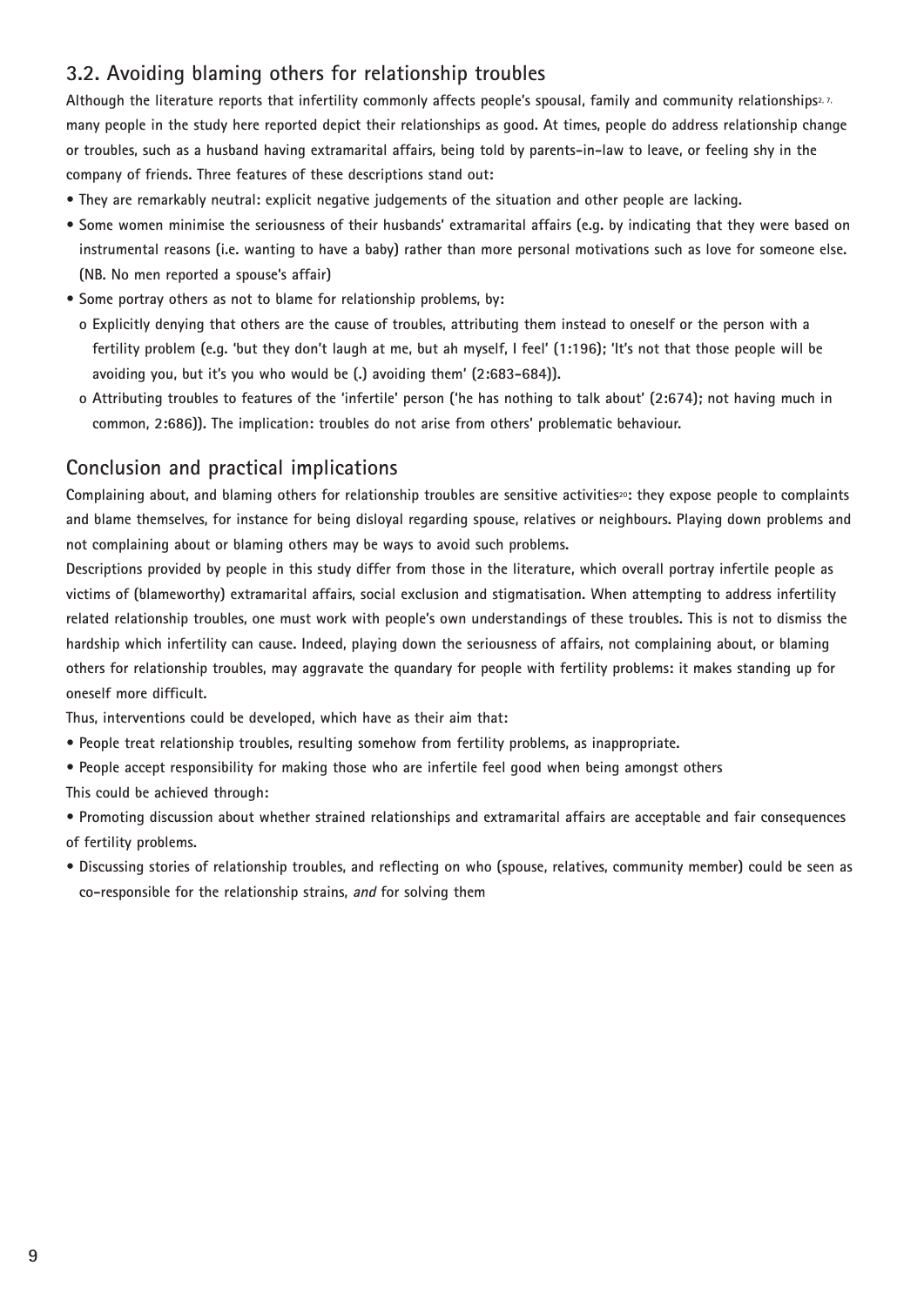## 3.2. Avoiding blaming others for relationship troubles

Although the literature reports that infertility commonly affects people's spousal, family and community relationships[2, 7], many people in the study here reported depict their relationships as good. At times, people do address relationship change or troubles, such as a husband having extramarital affairs, being told by parents-in-law to leave, or feeling shy in the company of friends. Three features of these descriptions stand out:

- They are remarkably neutral: explicit negative judgements of the situation and other people are lacking.
- Some women minimise the seriousness of their husbands' extramarital affairs (e.g. by indicating that they were based on instrumental reasons (i.e. wanting to have a baby) rather than more personal motivations such as love for someone else. (NB. No men reported a spouse's affair)
- Some portray others as not to blame for relationship problems, by:
  - o Explicitly denying that others are the cause of troubles, attributing them instead to oneself or the person with a fertility problem (e.g. 'but they don't laugh at me, but ah myself, I feel' (1:196); 'It's not that those people will be avoiding you, but it's you who would be (.) avoiding them' (2:683-684)).
  - o Attributing troubles to features of the 'infertile' person ('he has nothing to talk about' (2:674); not having much in common, 2:686)). The implication: troubles do not arise from others' problematic behaviour.

## Conclusion and practical implications

Complaining about, and blaming others for relationship troubles are sensitive activities[20]: they expose people to complaints and blame themselves, for instance for being disloyal regarding spouse, relatives or neighbours. Playing down problems and not complaining about or blaming others may be ways to avoid such problems.

Descriptions provided by people in this study differ from those in the literature, which overall portray infertile people as victims of (blameworthy) extramarital affairs, social exclusion and stigmatisation. When attempting to address infertility related relationship troubles, one must work with people's own understandings of these troubles. This is not to dismiss the hardship which infertility can cause. Indeed, playing down the seriousness of affairs, not complaining about, or blaming others for relationship troubles, may aggravate the quandary for people with fertility problems: it makes standing up for oneself more difficult.

Thus, interventions could be developed, which have as their aim that:

- People treat relationship troubles, resulting somehow from fertility problems, as inappropriate.
- People accept responsibility for making those who are infertile feel good when being amongst others

This could be achieved through:

- Promoting discussion about whether strained relationships and extramarital affairs are acceptable and fair consequences of fertility problems.
- Discussing stories of relationship troubles, and reflecting on who (spouse, relatives, community member) could be seen as co-responsible for the relationship strains, *and* for solving them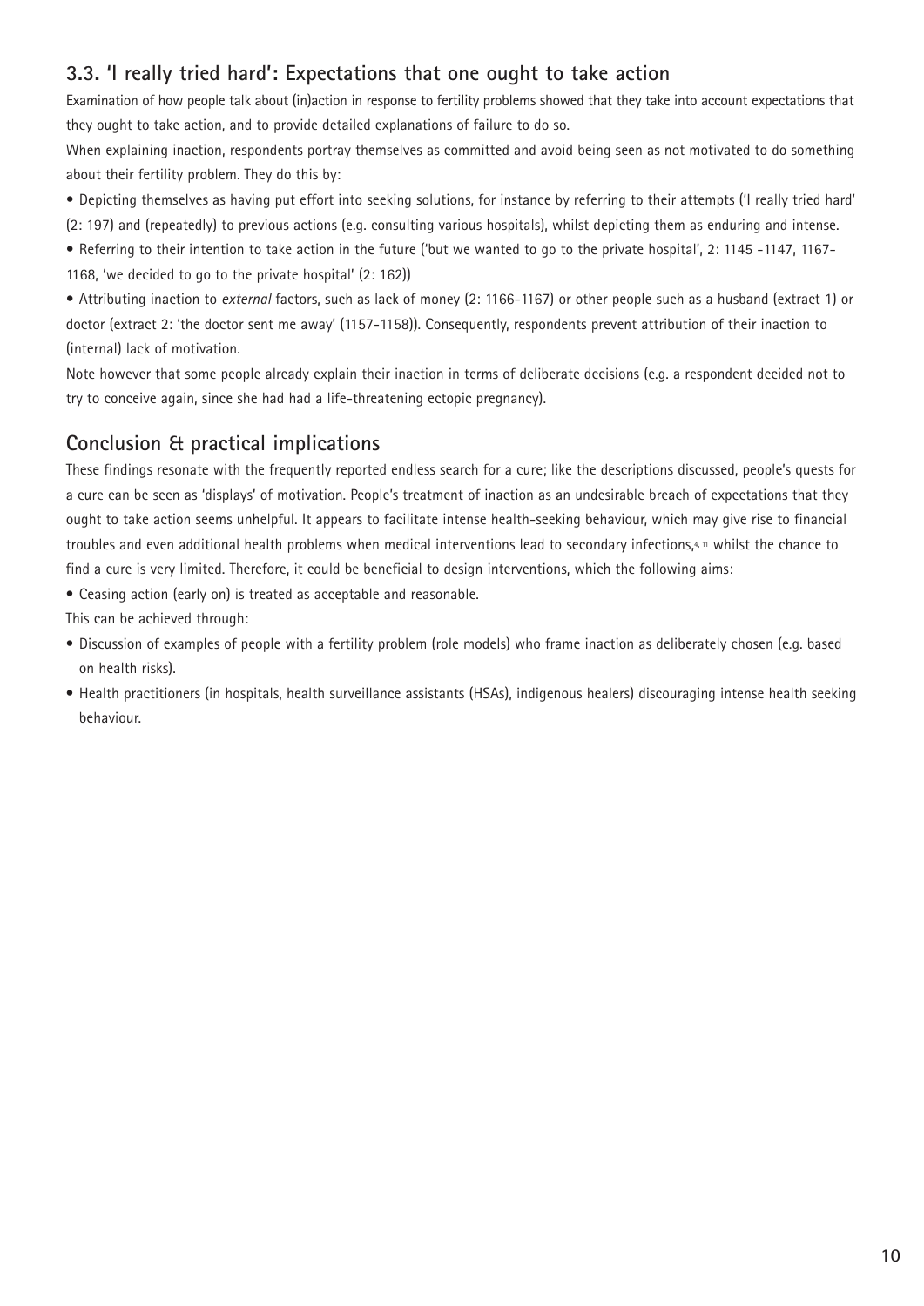## 3.3. 'I really tried hard': Expectations that one ought to take action

Examination of how people talk about (in)action in response to fertility problems showed that they take into account expectations that they ought to take action, and to provide detailed explanations of failure to do so.

When explaining inaction, respondents portray themselves as committed and avoid being seen as not motivated to do something about their fertility problem. They do this by:

- Depicting themselves as having put effort into seeking solutions, for instance by referring to their attempts ('I really tried hard' (2: 197) and (repeatedly) to previous actions (e.g. consulting various hospitals), whilst depicting them as enduring and intense.
- Referring to their intention to take action in the future ('but we wanted to go to the private hospital', 2: 1145 -1147, 1167-1168, 'we decided to go to the private hospital' (2: 162))
- Attributing inaction to *external* factors, such as lack of money (2: 1166-1167) or other people such as a husband (extract 1) or doctor (extract 2: 'the doctor sent me away' (1157-1158)). Consequently, respondents prevent attribution of their inaction to (internal) lack of motivation.

Note however that some people already explain their inaction in terms of deliberate decisions (e.g. a respondent decided not to try to conceive again, since she had had a life-threatening ectopic pregnancy).

## Conclusion & practical implications

These findings resonate with the frequently reported endless search for a cure; like the descriptions discussed, people's quests for a cure can be seen as 'displays' of motivation. People's treatment of inaction as an undesirable breach of expectations that they ought to take action seems unhelpful. It appears to facilitate intense health-seeking behaviour, which may give rise to financial troubles and even additional health problems when medical interventions lead to secondary infections,[4, 11] whilst the chance to find a cure is very limited. Therefore, it could be beneficial to design interventions, which the following aims:

- Ceasing action (early on) is treated as acceptable and reasonable.

This can be achieved through:

- Discussion of examples of people with a fertility problem (role models) who frame inaction as deliberately chosen (e.g. based on health risks).
- Health practitioners (in hospitals, health surveillance assistants (HSAs), indigenous healers) discouraging intense health seeking behaviour.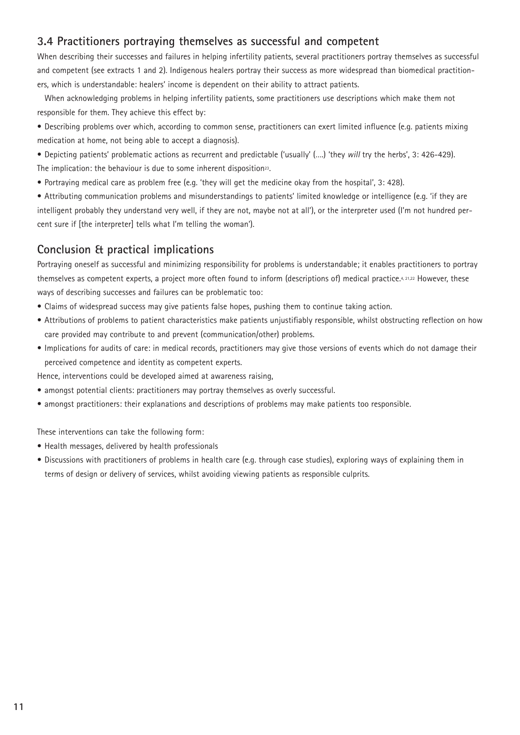## 3.4 Practitioners portraying themselves as successful and competent

When describing their successes and failures in helping infertility patients, several practitioners portray themselves as successful and competent (see extracts 1 and 2). Indigenous healers portray their success as more widespread than biomedical practitioners, which is understandable: healers' income is dependent on their ability to attract patients.

When acknowledging problems in helping infertility patients, some practitioners use descriptions which make them not responsible for them. They achieve this effect by:

- Describing problems over which, according to common sense, practitioners can exert limited influence (e.g. patients mixing medication at home, not being able to accept a diagnosis).
- Depicting patients' problematic actions as recurrent and predictable ('usually' (….) 'they *will* try the herbs', 3: 426-429). The implication: the behaviour is due to some inherent disposition[23].
- Portraying medical care as problem free (e.g. 'they will get the medicine okay from the hospital', 3: 428).
- Attributing communication problems and misunderstandings to patients' limited knowledge or intelligence (e.g. 'if they are intelligent probably they understand very well, if they are not, maybe not at all'), or the interpreter used (I'm not hundred percent sure if [the interpreter] tells what I'm telling the woman').

## Conclusion & practical implications

Portraying oneself as successful and minimizing responsibility for problems is understandable; it enables practitioners to portray themselves as competent experts, a project more often found to inform (descriptions of) medical practice.[4, 21,22] However, these ways of describing successes and failures can be problematic too:

- Claims of widespread success may give patients false hopes, pushing them to continue taking action.
- Attributions of problems to patient characteristics make patients unjustifiably responsible, whilst obstructing reflection on how care provided may contribute to and prevent (communication/other) problems.
- Implications for audits of care: in medical records, practitioners may give those versions of events which do not damage their perceived competence and identity as competent experts.

Hence, interventions could be developed aimed at awareness raising,

- amongst potential clients: practitioners may portray themselves as overly successful.
- amongst practitioners: their explanations and descriptions of problems may make patients too responsible.

These interventions can take the following form:

- Health messages, delivered by health professionals
- Discussions with practitioners of problems in health care (e.g. through case studies), exploring ways of explaining them in terms of design or delivery of services, whilst avoiding viewing patients as responsible culprits.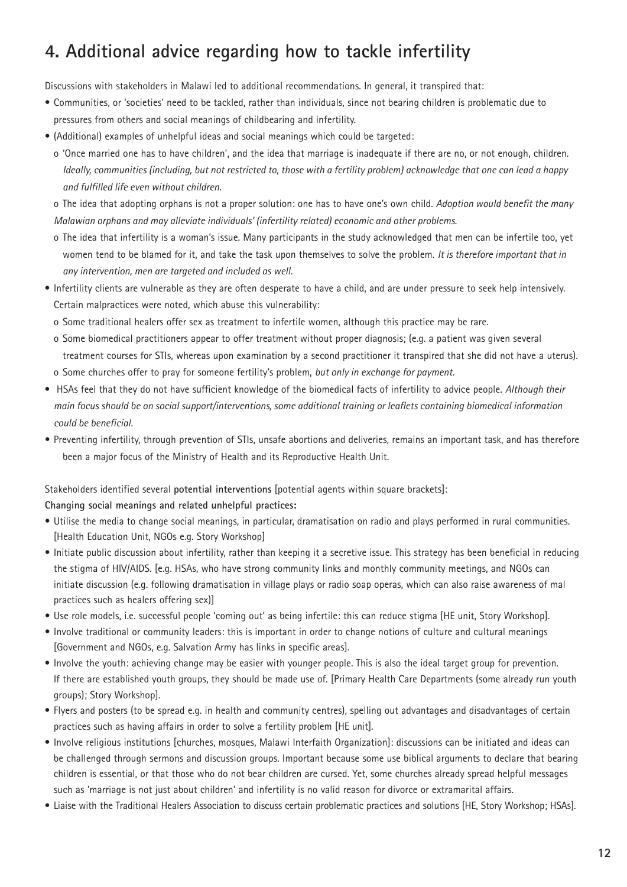## 4. Additional advice regarding how to tackle infertility

Discussions with stakeholders in Malawi led to additional recommendations. In general, it transpired that:

- Communities, or 'societies' need to be tackled, rather than individuals, since not bearing children is problematic due to pressures from others and social meanings of childbearing and infertility.
- (Additional) examples of unhelpful ideas and social meanings which could be targeted:
  - o 'Once married one has to have children', and the idea that marriage is inadequate if there are no, or not enough, children. *Ideally, communities (including, but not restricted to, those with a fertility problem) acknowledge that one can lead a happy and fulfilled life even without children.*
  - o The idea that adopting orphans is not a proper solution: one has to have one's own child. *Adoption would benefit the many Malawian orphans and may alleviate individuals' (infertility related) economic and other problems.*
  - o The idea that infertility is a woman's issue. Many participants in the study acknowledged that men can be infertile too, yet women tend to be blamed for it, and take the task upon themselves to solve the problem. *It is therefore important that in any intervention, men are targeted and included as well.*
- Infertility clients are vulnerable as they are often desperate to have a child, and are under pressure to seek help intensively. Certain malpractices were noted, which abuse this vulnerability:
  - o Some traditional healers offer sex as treatment to infertile women, although this practice may be rare.
  - o Some biomedical practitioners appear to offer treatment without proper diagnosis; (e.g. a patient was given several treatment courses for STIs, whereas upon examination by a second practitioner it transpired that she did not have a uterus).
  - o Some churches offer to pray for someone fertility's problem, *but only in exchange for payment.*
- HSAs feel that they do not have sufficient knowledge of the biomedical facts of infertility to advice people. *Although their main focus should be on social support/interventions, some additional training or leaflets containing biomedical information could be beneficial.*
- Preventing infertility, through prevention of STIs, unsafe abortions and deliveries, remains an important task, and has therefore been a major focus of the Ministry of Health and its Reproductive Health Unit.

Stakeholders identified several **potential interventions** [potential agents within square brackets]:

**Changing social meanings and related unhelpful practices:**

- Utilise the media to change social meanings, in particular, dramatisation on radio and plays performed in rural communities. [Health Education Unit, NGOs e.g. Story Workshop]
- Initiate public discussion about infertility, rather than keeping it a secretive issue. This strategy has been beneficial in reducing the stigma of HIV/AIDS. [e.g. HSAs, who have strong community links and monthly community meetings, and NGOs can initiate discussion (e.g. following dramatisation in village plays or radio soap operas, which can also raise awareness of mal practices such as healers offering sex)]
- Use role models, i.e. successful people 'coming out' as being infertile: this can reduce stigma [HE unit, Story Workshop].
- Involve traditional or community leaders: this is important in order to change notions of culture and cultural meanings [Government and NGOs, e.g. Salvation Army has links in specific areas].
- Involve the youth: achieving change may be easier with younger people. This is also the ideal target group for prevention. If there are established youth groups, they should be made use of. [Primary Health Care Departments (some already run youth groups); Story Workshop].
- Flyers and posters (to be spread e.g. in health and community centres), spelling out advantages and disadvantages of certain practices such as having affairs in order to solve a fertility problem [HE unit].
- Involve religious institutions [churches, mosques, Malawi Interfaith Organization]: discussions can be initiated and ideas can be challenged through sermons and discussion groups. Important because some use biblical arguments to declare that bearing children is essential, or that those who do not bear children are cursed. Yet, some churches already spread helpful messages such as 'marriage is not just about children' and infertility is no valid reason for divorce or extramarital affairs.
- Liaise with the Traditional Healers Association to discuss certain problematic practices and solutions [HE, Story Workshop; HSAs].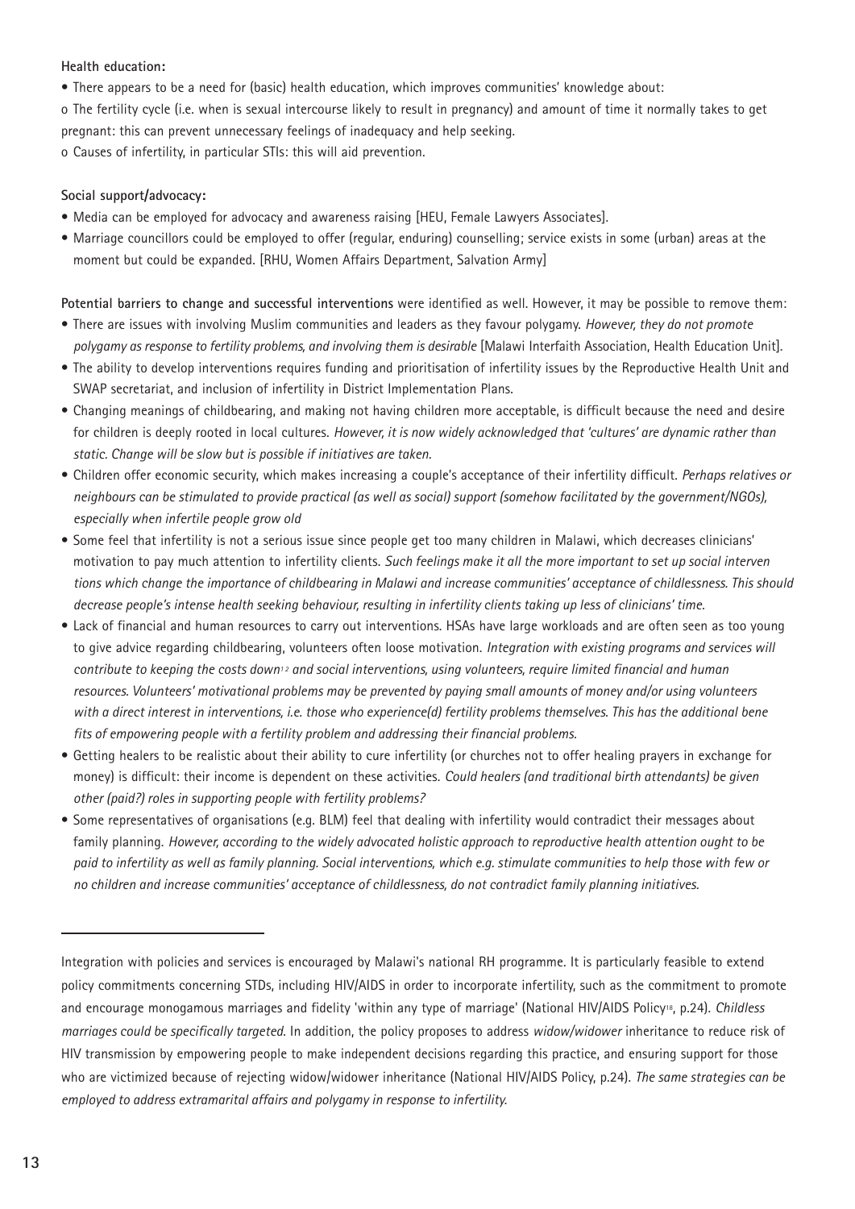**Health education:**

- There appears to be a need for (basic) health education, which improves communities' knowledge about:
  - The fertility cycle (i.e. when is sexual intercourse likely to result in pregnancy) and amount of time it normally takes to get pregnant: this can prevent unnecessary feelings of inadequacy and help seeking.
  - Causes of infertility, in particular STIs: this will aid prevention.

**Social support/advocacy:**

- Media can be employed for advocacy and awareness raising [HEU, Female Lawyers Associates].
- Marriage councillors could be employed to offer (regular, enduring) counselling; service exists in some (urban) areas at the moment but could be expanded. [RHU, Women Affairs Department, Salvation Army]

**Potential barriers to change and successful interventions** were identified as well. However, it may be possible to remove them:

- There are issues with involving Muslim communities and leaders as they favour polygamy. *However, they do not promote polygamy as response to fertility problems, and involving them is desirable* [Malawi Interfaith Association, Health Education Unit].
- The ability to develop interventions requires funding and prioritisation of infertility issues by the Reproductive Health Unit and SWAP secretariat, and inclusion of infertility in District Implementation Plans.
- Changing meanings of childbearing, and making not having children more acceptable, is difficult because the need and desire for children is deeply rooted in local cultures. *However, it is now widely acknowledged that 'cultures' are dynamic rather than static. Change will be slow but is possible if initiatives are taken.*
- Children offer economic security, which makes increasing a couple's acceptance of their infertility difficult. *Perhaps relatives or neighbours can be stimulated to provide practical (as well as social) support (somehow facilitated by the government/NGOs), especially when infertile people grow old*
- Some feel that infertility is not a serious issue since people get too many children in Malawi, which decreases clinicians' motivation to pay much attention to infertility clients. *Such feelings make it all the more important to set up social interventions which change the importance of childbearing in Malawi and increase communities' acceptance of childlessness. This should decrease people's intense health seeking behaviour, resulting in infertility clients taking up less of clinicians' time.*
- Lack of financial and human resources to carry out interventions. HSAs have large workloads and are often seen as too young to give advice regarding childbearing, volunteers often loose motivation. *Integration with existing programs and services will contribute to keeping the costs down*[12] *and social interventions, using volunteers, require limited financial and human resources. Volunteers' motivational problems may be prevented by paying small amounts of money and/or using volunteers with a direct interest in interventions, i.e. those who experience(d) fertility problems themselves. This has the additional benefits of empowering people with a fertility problem and addressing their financial problems.*
- Getting healers to be realistic about their ability to cure infertility (or churches not to offer healing prayers in exchange for money) is difficult: their income is dependent on these activities. *Could healers (and traditional birth attendants) be given other (paid?) roles in supporting people with fertility problems?*
- Some representatives of organisations (e.g. BLM) feel that dealing with infertility would contradict their messages about family planning. *However, according to the widely advocated holistic approach to reproductive health attention ought to be paid to infertility as well as family planning. Social interventions, which e.g. stimulate communities to help those with few or no children and increase communities' acceptance of childlessness, do not contradict family planning initiatives.*

---

Integration with policies and services is encouraged by Malawi's national RH programme. It is particularly feasible to extend policy commitments concerning STDs, including HIV/AIDS in order to incorporate infertility, such as the commitment to promote and encourage monogamous marriages and fidelity 'within any type of marriage' (National HIV/AIDS Policy[18], p.24). *Childless marriages could be specifically targeted.* In addition, the policy proposes to address *widow/widower* inheritance to reduce risk of HIV transmission by empowering people to make independent decisions regarding this practice, and ensuring support for those who are victimized because of rejecting widow/widower inheritance (National HIV/AIDS Policy, p.24). *The same strategies can be employed to address extramarital affairs and polygamy in response to infertility.*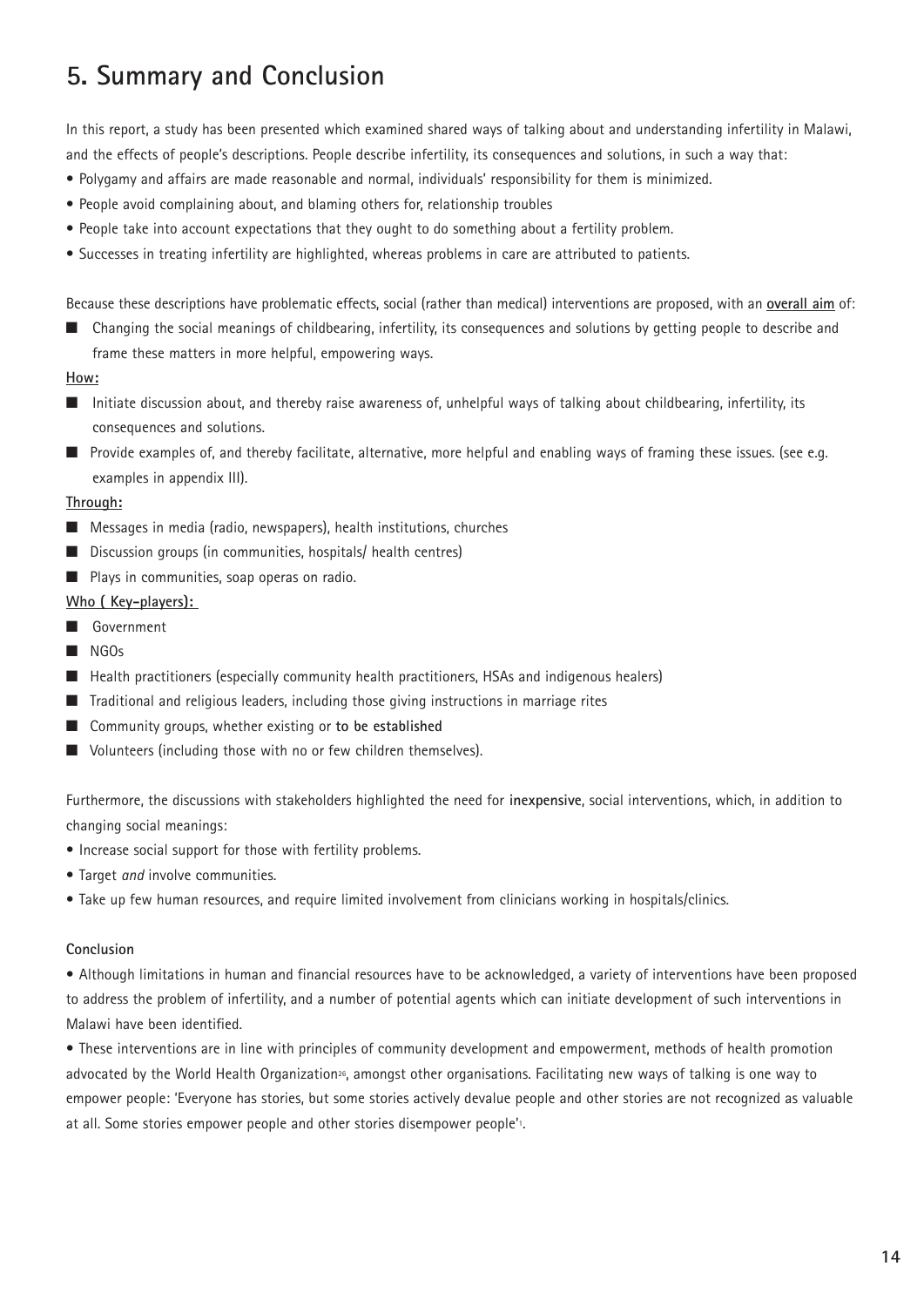# 5. Summary and Conclusion

In this report, a study has been presented which examined shared ways of talking about and understanding infertility in Malawi, and the effects of people's descriptions. People describe infertility, its consequences and solutions, in such a way that:

- Polygamy and affairs are made reasonable and normal, individuals' responsibility for them is minimized.
- People avoid complaining about, and blaming others for, relationship troubles
- People take into account expectations that they ought to do something about a fertility problem.
- Successes in treating infertility are highlighted, whereas problems in care are attributed to patients.

Because these descriptions have problematic effects, social (rather than medical) interventions are proposed, with an **overall aim** of:

- Changing the social meanings of childbearing, infertility, its consequences and solutions by getting people to describe and frame these matters in more helpful, empowering ways.

**How:**

- Initiate discussion about, and thereby raise awareness of, unhelpful ways of talking about childbearing, infertility, its consequences and solutions.
- Provide examples of, and thereby facilitate, alternative, more helpful and enabling ways of framing these issues. (see e.g. examples in appendix III).

**Through:**

- Messages in media (radio, newspapers), health institutions, churches
- Discussion groups (in communities, hospitals/ health centres)
- Plays in communities, soap operas on radio.

**Who ( Key-players):**

- Government
- NGOs
- Health practitioners (especially community health practitioners, HSAs and indigenous healers)
- Traditional and religious leaders, including those giving instructions in marriage rites
- Community groups, whether existing or **to be established**
- Volunteers (including those with no or few children themselves).

Furthermore, the discussions with stakeholders highlighted the need for **inexpensive**, social interventions, which, in addition to changing social meanings:

- Increase social support for those with fertility problems.
- Target *and* involve communities.
- Take up few human resources, and require limited involvement from clinicians working in hospitals/clinics.

**Conclusion**

- Although limitations in human and financial resources have to be acknowledged, a variety of interventions have been proposed to address the problem of infertility, and a number of potential agents which can initiate development of such interventions in Malawi have been identified.
- These interventions are in line with principles of community development and empowerment, methods of health promotion advocated by the World Health Organization[26], amongst other organisations. Facilitating new ways of talking is one way to empower people: 'Everyone has stories, but some stories actively devalue people and other stories are not recognized as valuable at all. Some stories empower people and other stories disempower people'[1].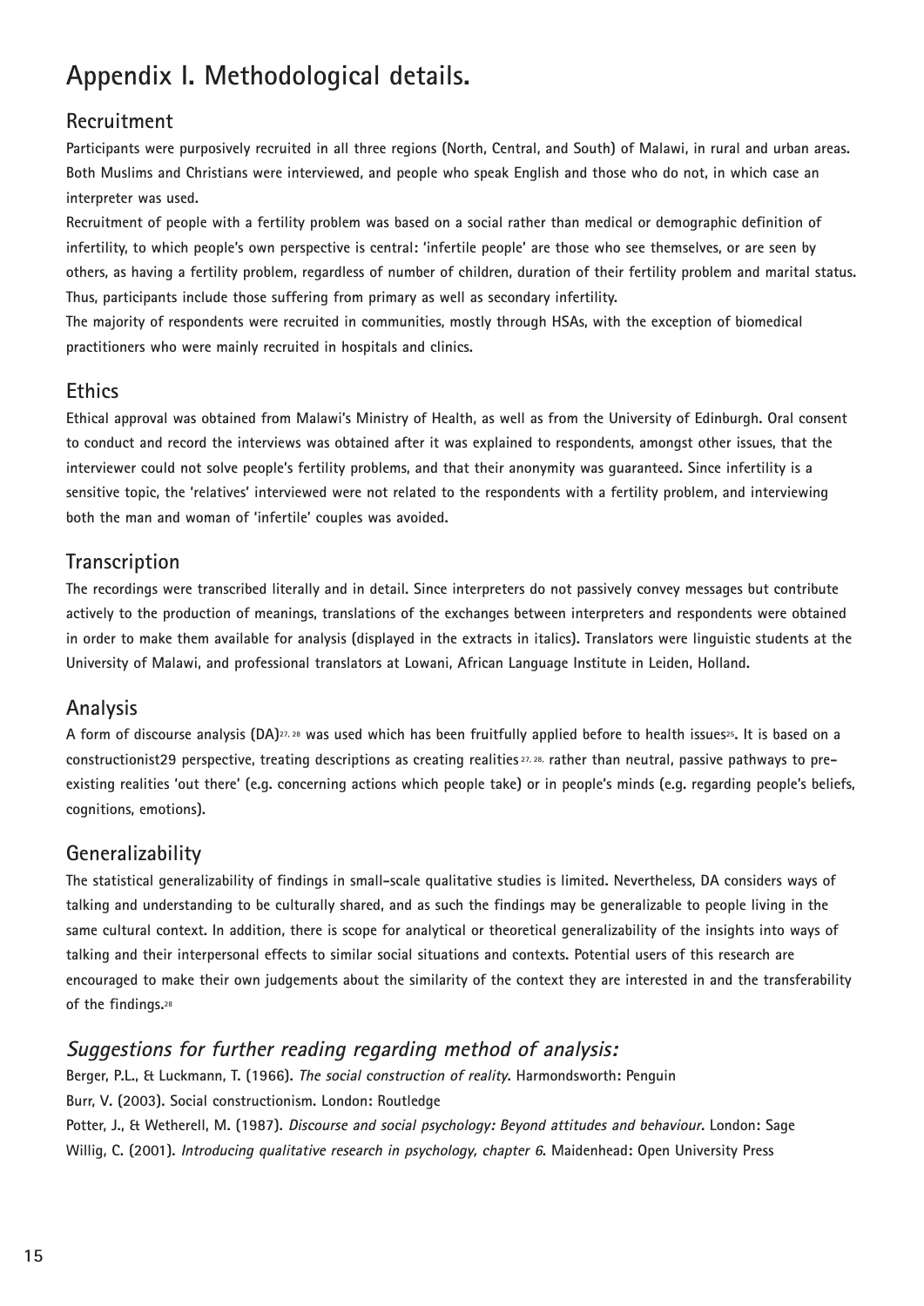# Appendix I. Methodological details.

## Recruitment

Participants were purposively recruited in all three regions (North, Central, and South) of Malawi, in rural and urban areas. Both Muslims and Christians were interviewed, and people who speak English and those who do not, in which case an interpreter was used.

Recruitment of people with a fertility problem was based on a social rather than medical or demographic definition of infertility, to which people's own perspective is central: 'infertile people' are those who see themselves, or are seen by others, as having a fertility problem, regardless of number of children, duration of their fertility problem and marital status. Thus, participants include those suffering from primary as well as secondary infertility.

The majority of respondents were recruited in communities, mostly through HSAs, with the exception of biomedical practitioners who were mainly recruited in hospitals and clinics.

## Ethics

Ethical approval was obtained from Malawi's Ministry of Health, as well as from the University of Edinburgh. Oral consent to conduct and record the interviews was obtained after it was explained to respondents, amongst other issues, that the interviewer could not solve people's fertility problems, and that their anonymity was guaranteed. Since infertility is a sensitive topic, the 'relatives' interviewed were not related to the respondents with a fertility problem, and interviewing both the man and woman of 'infertile' couples was avoided.

## Transcription

The recordings were transcribed literally and in detail. Since interpreters do not passively convey messages but contribute actively to the production of meanings, translations of the exchanges between interpreters and respondents were obtained in order to make them available for analysis (displayed in the extracts in italics). Translators were linguistic students at the University of Malawi, and professional translators at Lowani, African Language Institute in Leiden, Holland.

## Analysis

A form of discourse analysis (DA)[27, 28] was used which has been fruitfully applied before to health issues[25]. It is based on a constructionist29 perspective, treating descriptions as creating realities[27, 28] rather than neutral, passive pathways to pre-existing realities 'out there' (e.g. concerning actions which people take) or in people's minds (e.g. regarding people's beliefs, cognitions, emotions).

## Generalizability

The statistical generalizability of findings in small-scale qualitative studies is limited. Nevertheless, DA considers ways of talking and understanding to be culturally shared, and as such the findings may be generalizable to people living in the same cultural context. In addition, there is scope for analytical or theoretical generalizability of the insights into ways of talking and their interpersonal effects to similar social situations and contexts. Potential users of this research are encouraged to make their own judgements about the similarity of the context they are interested in and the transferability of the findings.[28]

## *Suggestions for further reading regarding method of analysis:*

Berger, P.L., & Luckmann, T. (1966). *The social construction of reality*. Harmondsworth: Penguin

Burr, V. (2003). Social constructionism. London: Routledge

Potter, J., & Wetherell, M. (1987). *Discourse and social psychology: Beyond attitudes and behaviour.* London: Sage

Willig, C. (2001). *Introducing qualitative research in psychology, chapter 6*. Maidenhead: Open University Press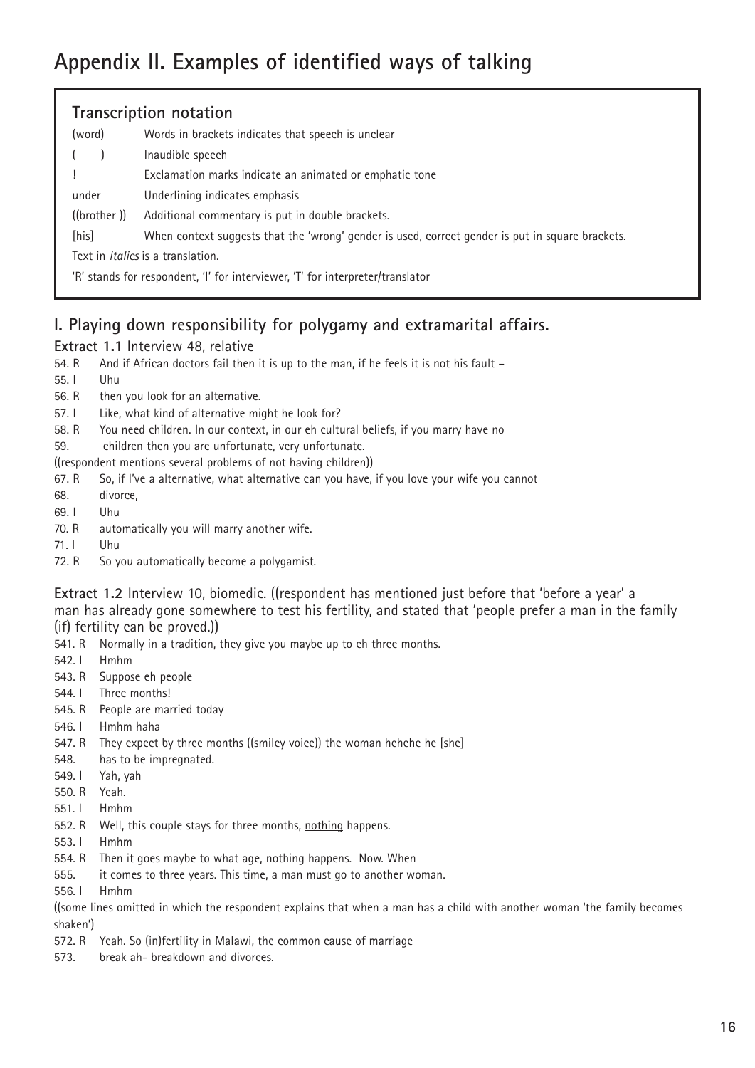# Appendix II. Examples of identified ways of talking

**Transcription notation**

| | |
|---|---|
| (word) | Words in brackets indicates that speech is unclear |
| (   ) | Inaudible speech |
| ! | Exclamation marks indicate an animated or emphatic tone |
| <u>under</u> | Underlining indicates emphasis |
| ((brother )) | Additional commentary is put in double brackets. |
| [his] | When context suggests that the 'wrong' gender is used, correct gender is put in square brackets. |

Text in *italics* is a translation.

'R' stands for respondent, 'I' for interviewer, 'T' for interpreter/translator

## I. Playing down responsibility for polygamy and extramarital affairs.

**Extract 1.1** Interview 48, relative

54. R And if African doctors fail then it is up to the man, if he feels it is not his fault –
55. I Uhu
56. R then you look for an alternative.
57. I Like, what kind of alternative might he look for?
58. R You need children. In our context, in our eh cultural beliefs, if you marry have no
59. children then you are unfortunate, very unfortunate.

((respondent mentions several problems of not having children))

67. R So, if I've a alternative, what alternative can you have, if you love your wife you cannot
68. divorce,
69. I Uhu
70. R automatically you will marry another wife.
71. I Uhu
72. R So you automatically become a polygamist.

**Extract 1.2** Interview 10, biomedic. ((respondent has mentioned just before that 'before a year' a man has already gone somewhere to test his fertility, and stated that 'people prefer a man in the family (if) fertility can be proved.))

541. R Normally in a tradition, they give you maybe up to eh three months.
542. I Hmhm
543. R Suppose eh people
544. I Three months!
545. R People are married today
546. I Hmhm haha
547. R They expect by three months ((smiley voice)) the woman hehehe he [she]
548. has to be impregnated.
549. I Yah, yah
550. R Yeah.
551. I Hmhm
552. R Well, this couple stays for three months, <u>nothing</u> happens.
553. I Hmhm
554. R Then it goes maybe to what age, nothing happens. Now. When
555. it comes to three years. This time, a man must go to another woman.
556. I Hmhm

((some lines omitted in which the respondent explains that when a man has a child with another woman 'the family becomes shaken')

572. R Yeah. So (in)fertility in Malawi, the common cause of marriage
573. break ah- breakdown and divorces.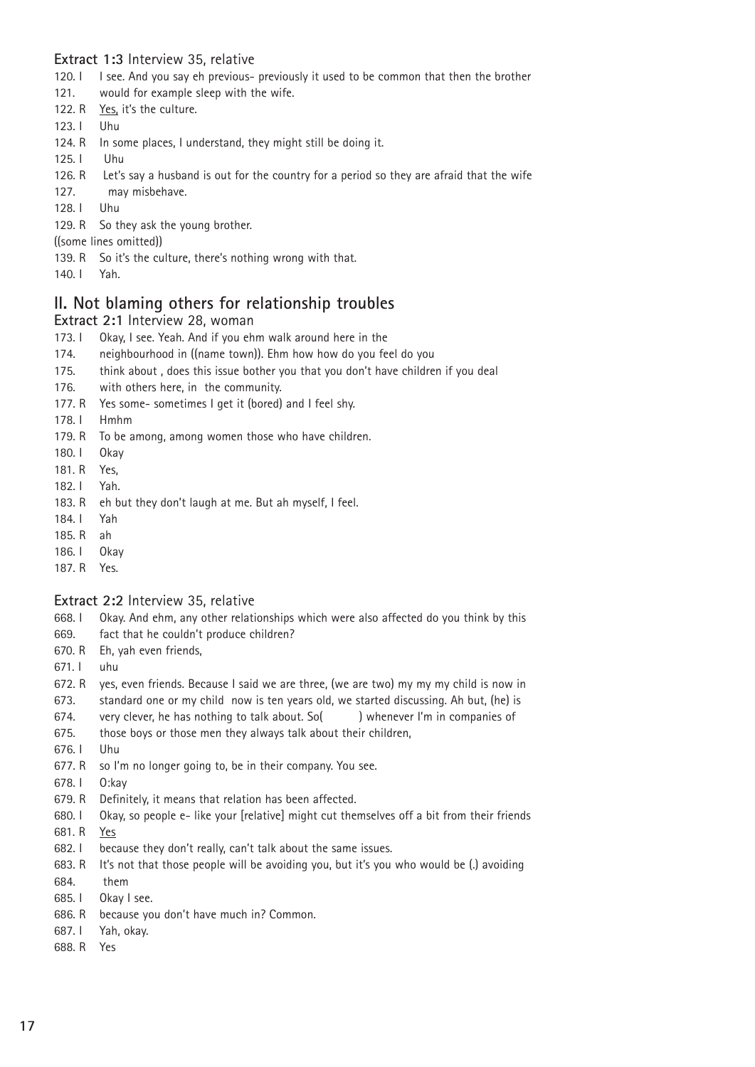**Extract 1:3** Interview 35, relative

120. I I see. And you say eh previous- previously it used to be common that then the brother
121. would for example sleep with the wife.
122. R Yes, it's the culture.
123. I Uhu
124. R In some places, I understand, they might still be doing it.
125. I Uhu
126. R Let's say a husband is out for the country for a period so they are afraid that the wife
127. may misbehave.
128. I Uhu
129. R So they ask the young brother.

((some lines omitted))

139. R So it's the culture, there's nothing wrong with that.
140. I Yah.

## II. Not blaming others for relationship troubles

**Extract 2:1** Interview 28, woman

173. I Okay, I see. Yeah. And if you ehm walk around here in the
174. neighbourhood in ((name town)). Ehm how how do you feel do you
175. think about , does this issue bother you that you don't have children if you deal
176. with others here, in the community.
177. R Yes some- sometimes I get it (bored) and I feel shy.
178. I Hmhm
179. R To be among, among women those who have children.
180. I Okay
181. R Yes,
182. I Yah.
183. R eh but they don't laugh at me. But ah myself, I feel.
184. I Yah
185. R ah
186. I Okay
187. R Yes.

**Extract 2:2** Interview 35, relative

668. I Okay. And ehm, any other relationships which were also affected do you think by this
669. fact that he couldn't produce children?
670. R Eh, yah even friends,
671. I uhu
672. R yes, even friends. Because I said we are three, (we are two) my my my child is now in
673. standard one or my child now is ten years old, we started discussing. Ah but, (he) is
674. very clever, he has nothing to talk about. So( ) whenever I'm in companies of
675. those boys or those men they always talk about their children,
676. I Uhu
677. R so I'm no longer going to, be in their company. You see.
678. I O:kay
679. R Definitely, it means that relation has been affected.
680. I Okay, so people e- like your [relative] might cut themselves off a bit from their friends
681. R Yes
682. I because they don't really, can't talk about the same issues.
683. R It's not that those people will be avoiding you, but it's you who would be (.) avoiding
684. them
685. I Okay I see.
686. R because you don't have much in? Common.
687. I Yah, okay.
688. R Yes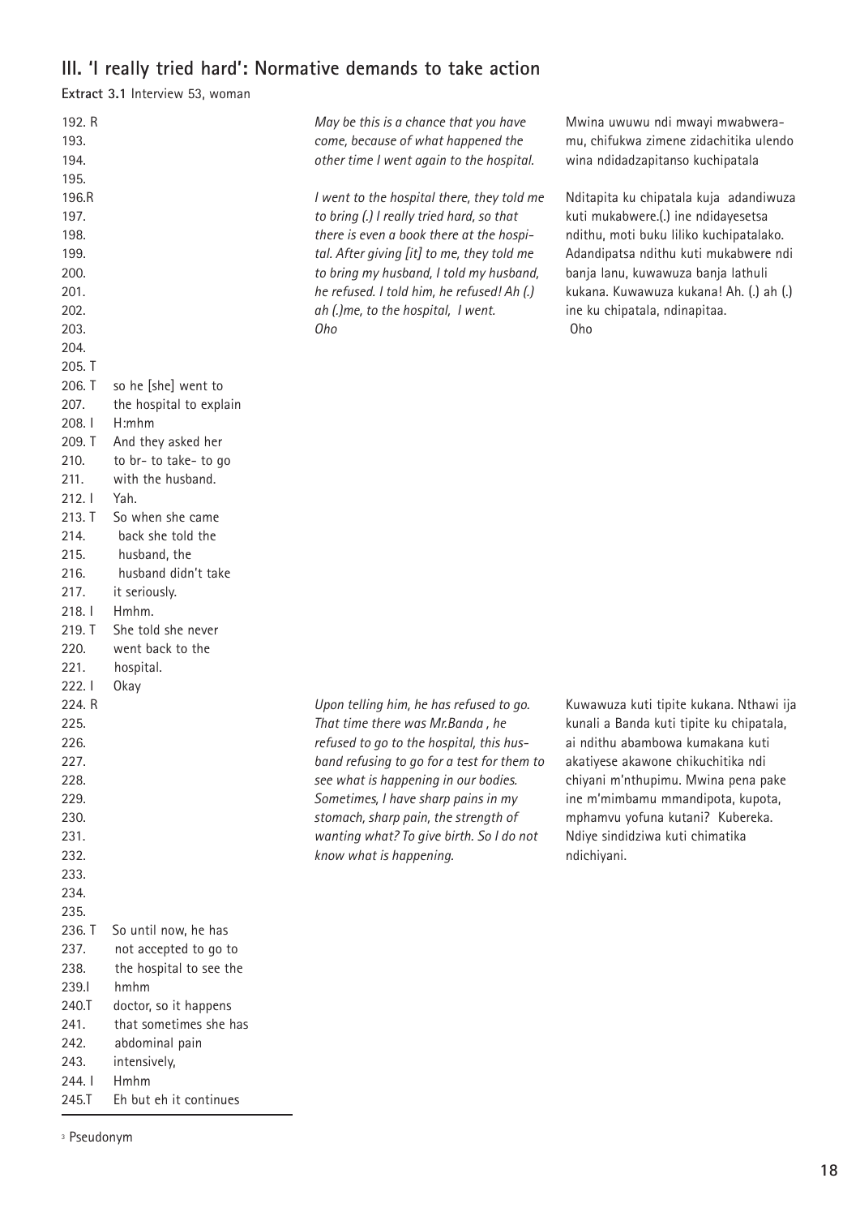## III. 'I really tried hard': Normative demands to take action

**Extract 3.1** Interview 53, woman

| Line | Speaker turn | English translation | Chichewa original |
|---|---|---|---|
| 192. R | | *May be this is a chance that you have* | Mwina uwuwu ndi mwayi mwabwera- |
| 193. | | *come, because of what happened the* | mu, chifukwa zimene zidachitika ulendo |
| 194. | | *other time I went again to the hospital.* | wina ndidadzapitanso kuchipatala |
| 195. | | | |
| 196.R | | *I went to the hospital there, they told me* | Nditapita ku chipatala kuja adandiwuza |
| 197. | | *to bring (.) I really tried hard, so that* | kuti mukabwere.(.) ine ndidayesetsa |
| 198. | | *there is even a book there at the hospi-* | ndithu, moti buku liliko kuchipatalako. |
| 199. | | *tal. After giving [it] to me, they told me* | Adandipatsa ndithu kuti mukabwere ndi |
| 200. | | *to bring my husband, I told my husband,* | banja lanu, kuwawuza banja lathuli |
| 201. | | *he refused. I told him, he refused! Ah (.)* | kukana. Kuwawuza kukana! Ah. (.) ah (.) |
| 202. | | *ah (.)me, to the hospital, I went.* | ine ku chipatala, ndinapitaa. |
| 203. | | *Oho* | Oho |
| 204. | | | |
| 205. T | | | |
| 206. T | so he [she] went to | | |
| 207. | the hospital to explain | | |
| 208. I | H:mhm | | |
| 209. T | And they asked her | | |
| 210. | to br- to take- to go | | |
| 211. | with the husband. | | |
| 212. I | Yah. | | |
| 213. T | So when she came | | |
| 214. | back she told the | | |
| 215. | husband, the | | |
| 216. | husband didn't take | | |
| 217. | it seriously. | | |
| 218. I | Hmhm. | | |
| 219. T | She told she never | | |
| 220. | went back to the | | |
| 221. | hospital. | | |
| 222. I | Okay | | |
| 224. R | | *Upon telling him, he has refused to go.* | Kuwawuza kuti tipite kukana. Nthawi ija |
| 225. | | *That time there was Mr.Banda , he* | kunali a Banda kuti tipite ku chipatala, |
| 226. | | *refused to go to the hospital, this hus-* | ai ndithu abambowa kumakana kuti |
| 227. | | *band refusing to go for a test for them to* | akatiyese akawone chikuchitika ndi |
| 228. | | *see what is happening in our bodies.* | chiyani m'nthupimu. Mwina pena pake |
| 229. | | *Sometimes, I have sharp pains in my* | ine m'mimbamu mmandipota, kupota, |
| 230. | | *stomach, sharp pain, the strength of* | mphamvu yofuna kutani? Kubereka. |
| 231. | | *wanting what? To give birth. So I do not* | Ndiye sindidziwa kuti chimatika |
| 232. | | *know what is happening.* | ndichiyani. |
| 233. | | | |
| 234. | | | |
| 235. | | | |
| 236. T | So until now, he has | | |
| 237. | not accepted to go to | | |
| 238. | the hospital to see the | | |
| 239.I | hmhm | | |
| 240.T | doctor, so it happens | | |
| 241. | that sometimes she has | | |
| 242. | abdominal pain | | |
| 243. | intensively, | | |
| 244. I | Hmhm | | |
| 245.T | Eh but eh it continues | | |

[3] Pseudonym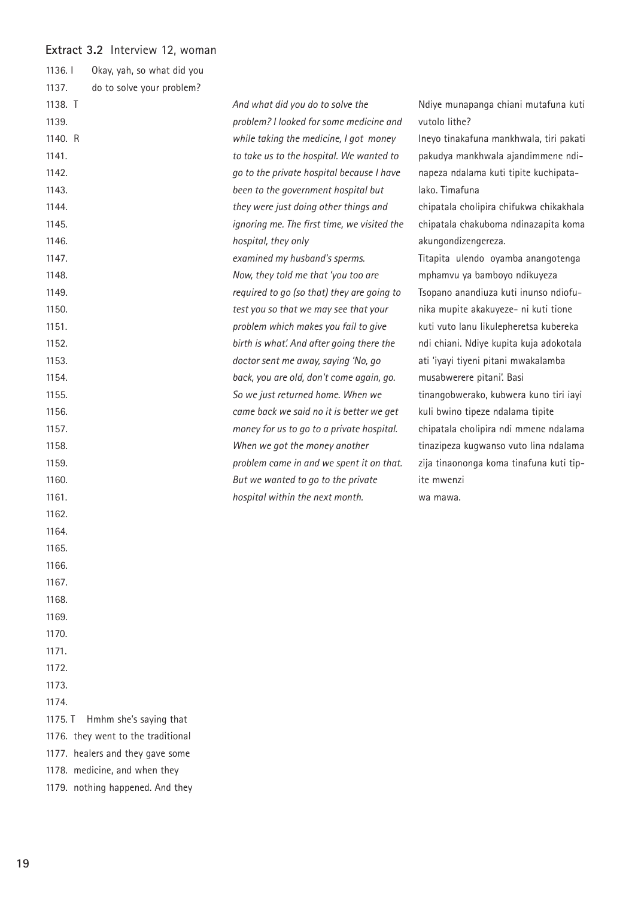**Extract 3.2** Interview 12, woman

| Line | Speaker | Interview | English translation | Original |
|---|---|---|---|---|
| 1136. | I | Okay, yah, so what did you | | |
| 1137. | | do to solve your problem? | | |
| 1138. | T | | *And what did you do to solve the* | Ndiye munapanga chiani mutafuna kuti |
| 1139. | | | *problem? I looked for some medicine and* | vutolo lithe? |
| 1140. | R | | *while taking the medicine, I got money* | Ineyo tinakafuna mankhwala, tiri pakati |
| 1141. | | | *to take us to the hospital. We wanted to* | pakudya mankhwala ajandimmene ndi- |
| 1142. | | | *go to the private hospital because I have* | napeza ndalama kuti tipite kuchipata- |
| 1143. | | | *been to the government hospital but* | lako. Timafuna |
| 1144. | | | *they were just doing other things and* | chipatala cholipira chifukwa chikakhala |
| 1145. | | | *ignoring me. The first time, we visited the* | chipatala chakuboma ndinazapita koma |
| 1146. | | | *hospital, they only* | akungondizengereza. |
| 1147. | | | *examined my husband's sperms.* | Titapita ulendo oyamba anangotenga |
| 1148. | | | *Now, they told me that 'you too are* | mphamvu ya bamboyo ndikuyeza |
| 1149. | | | *required to go (so that) they are going to* | Tsopano anandiuza kuti inunso ndiofu- |
| 1150. | | | *test you so that we may see that your* | nika mupite akakuyeze- ni kuti tione |
| 1151. | | | *problem which makes you fail to give* | kuti vuto lanu likulepheretsa kubereka |
| 1152. | | | *birth is what'. And after going there the* | ndi chiani. Ndiye kupita kuja adokotala |
| 1153. | | | *doctor sent me away, saying 'No, go* | ati 'iyayi tiyeni pitani mwakalamba |
| 1154. | | | *back, you are old, don't come again, go.* | musabwerere pitani'. Basi |
| 1155. | | | *So we just returned home. When we* | tinangobwerako, kubwera kuno tiri iayi |
| 1156. | | | *came back we said no it is better we get* | kuli bwino tipeze ndalama tipite |
| 1157. | | | *money for us to go to a private hospital.* | chipatala cholipira ndi mmene ndalama |
| 1158. | | | *When we got the money another* | tinazipeza kugwanso vuto lina ndalama |
| 1159. | | | *problem came in and we spent it on that.* | zija tinaononga koma tinafuna kuti tip- |
| 1160. | | | *But we wanted to go to the private* | ite mwenzi |
| 1161. | | | *hospital within the next month.* | wa mawa. |
| 1162. | | | | |
| 1164. | | | | |
| 1165. | | | | |
| 1166. | | | | |
| 1167. | | | | |
| 1168. | | | | |
| 1169. | | | | |
| 1170. | | | | |
| 1171. | | | | |
| 1172. | | | | |
| 1173. | | | | |
| 1174. | | | | |
| 1175. | T | Hmhm she's saying that | | |
| 1176. | | they went to the traditional | | |
| 1177. | | healers and they gave some | | |
| 1178. | | medicine, and when they | | |
| 1179. | | nothing happened. And they | | |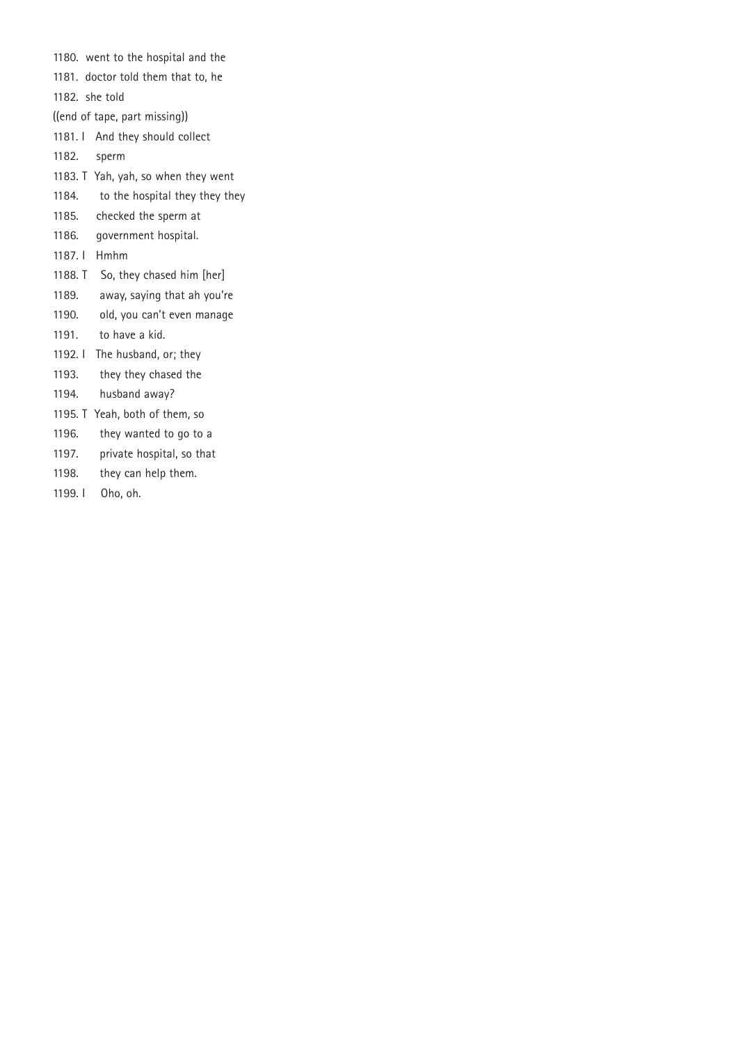1180. went to the hospital and the
1181. doctor told them that to, he
1182. she told
((end of tape, part missing))
1181. I And they should collect
1182. sperm
1183. T Yah, yah, so when they went
1184. to the hospital they they they
1185. checked the sperm at
1186. government hospital.
1187. I Hmhm
1188. T So, they chased him [her]
1189. away, saying that ah you're
1190. old, you can't even manage
1191. to have a kid.
1192. I The husband, or; they
1193. they they chased the
1194. husband away?
1195. T Yeah, both of them, so
1196. they wanted to go to a
1197. private hospital, so that
1198. they can help them.
1199. I Oho, oh.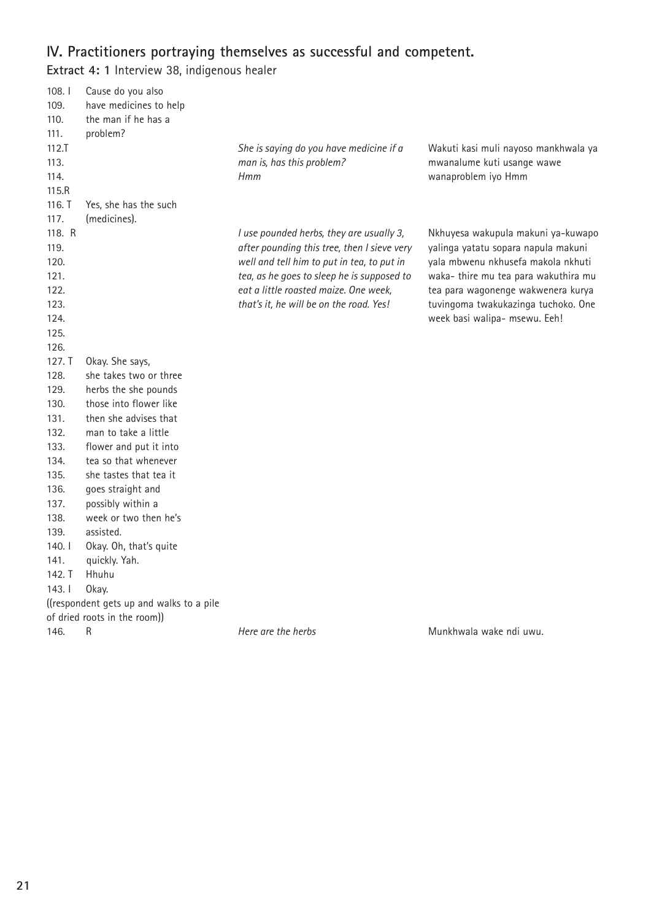## IV. Practitioners portraying themselves as successful and competent.

**Extract 4: 1** Interview 38, indigenous healer

| | | | |
|---|---|---|---|
| 108. I | Cause do you also | | |
| 109. | have medicines to help | | |
| 110. | the man if he has a | | |
| 111. | problem? | | |
| 112.T | | *She is saying do you have medicine if a* | Wakuti kasi muli nayoso mankhwala ya |
| 113. | | *man is, has this problem?* | mwanalume kuti usange wawe |
| 114. | | *Hmm* | wanaproblem iyo Hmm |
| 115.R | | | |
| 116. T | Yes, she has the such | | |
| 117. | (medicines). | | |
| 118. R | | *I use pounded herbs, they are usually 3,* | Nkhuyesa wakupula makuni ya-kuwapo |
| 119. | | *after pounding this tree, then I sieve very* | yalinga yatatu sopara napula makuni |
| 120. | | *well and tell him to put in tea, to put in* | yala mbwenu nkhusefa makola nkhuti |
| 121. | | *tea, as he goes to sleep he is supposed to* | waka- thire mu tea para wakuthira mu |
| 122. | | *eat a little roasted maize. One week,* | tea para wagonenge wakwenera kurya |
| 123. | | *that's it, he will be on the road. Yes!* | tuvingoma twakukazinga tuchoko. One |
| 124. | | | week basi walipa- msewu. Eeh! |
| 125. | | | |
| 126. | | | |
| 127. T | Okay. She says, | | |
| 128. | she takes two or three | | |
| 129. | herbs the she pounds | | |
| 130. | those into flower like | | |
| 131. | then she advises that | | |
| 132. | man to take a little | | |
| 133. | flower and put it into | | |
| 134. | tea so that whenever | | |
| 135. | she tastes that tea it | | |
| 136. | goes straight and | | |
| 137. | possibly within a | | |
| 138. | week or two then he's | | |
| 139. | assisted. | | |
| 140. I | Okay. Oh, that's quite | | |
| 141. | quickly. Yah. | | |
| 142. T | Hhuhu | | |
| 143. I | Okay. | | |

((respondent gets up and walks to a pile of dried roots in the room))

| | | | |
|---|---|---|---|
| 146. | R | *Here are the herbs* | Munkhwala wake ndi uwu. |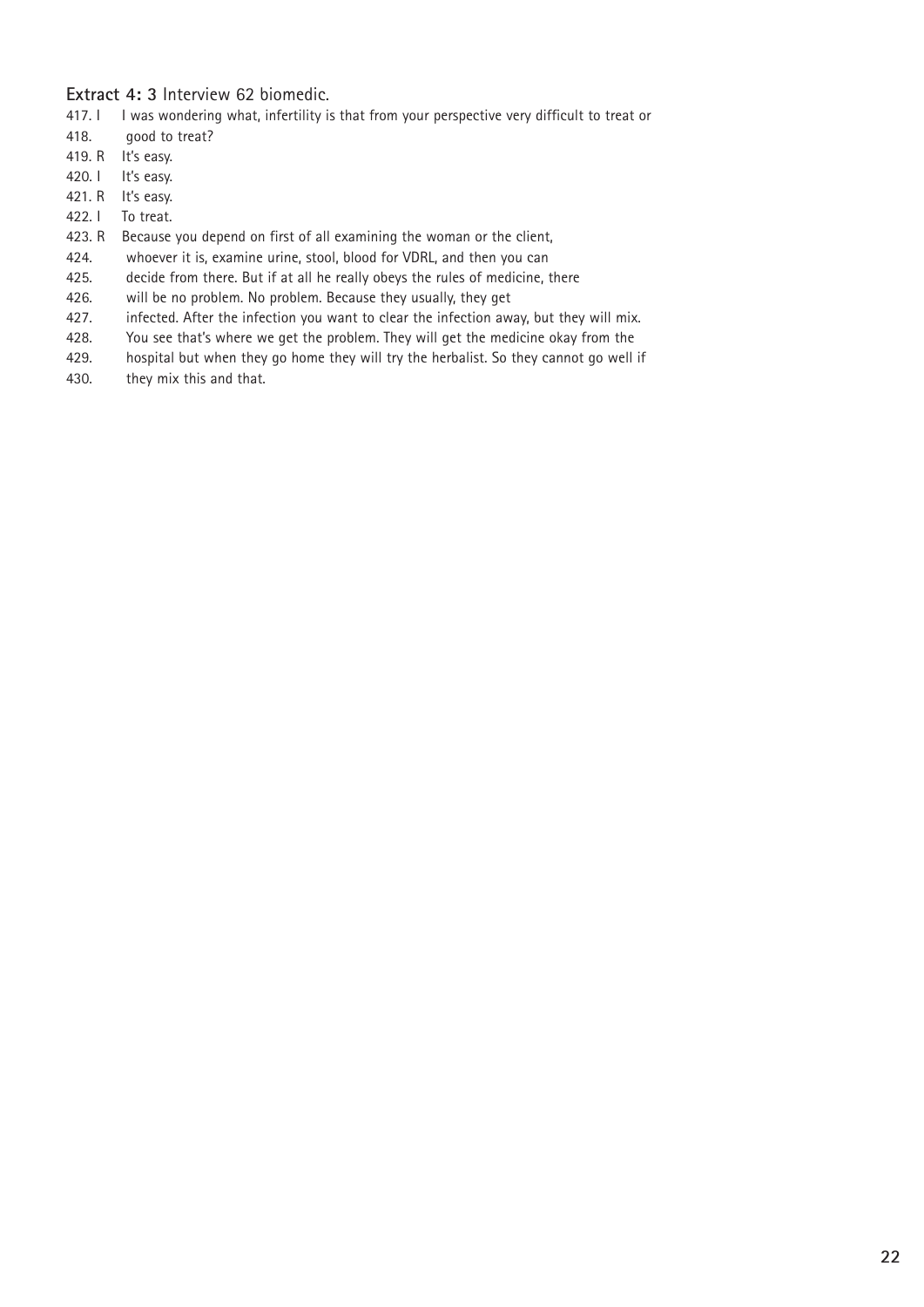**Extract 4: 3** Interview 62 biomedic.

417. I I was wondering what, infertility is that from your perspective very difficult to treat or
418. good to treat?
419. R It's easy.
420. I It's easy.
421. R It's easy.
422. I To treat.
423. R Because you depend on first of all examining the woman or the client,
424. whoever it is, examine urine, stool, blood for VDRL, and then you can
425. decide from there. But if at all he really obeys the rules of medicine, there
426. will be no problem. No problem. Because they usually, they get
427. infected. After the infection you want to clear the infection away, but they will mix.
428. You see that's where we get the problem. They will get the medicine okay from the
429. hospital but when they go home they will try the herbalist. So they cannot go well if
430. they mix this and that.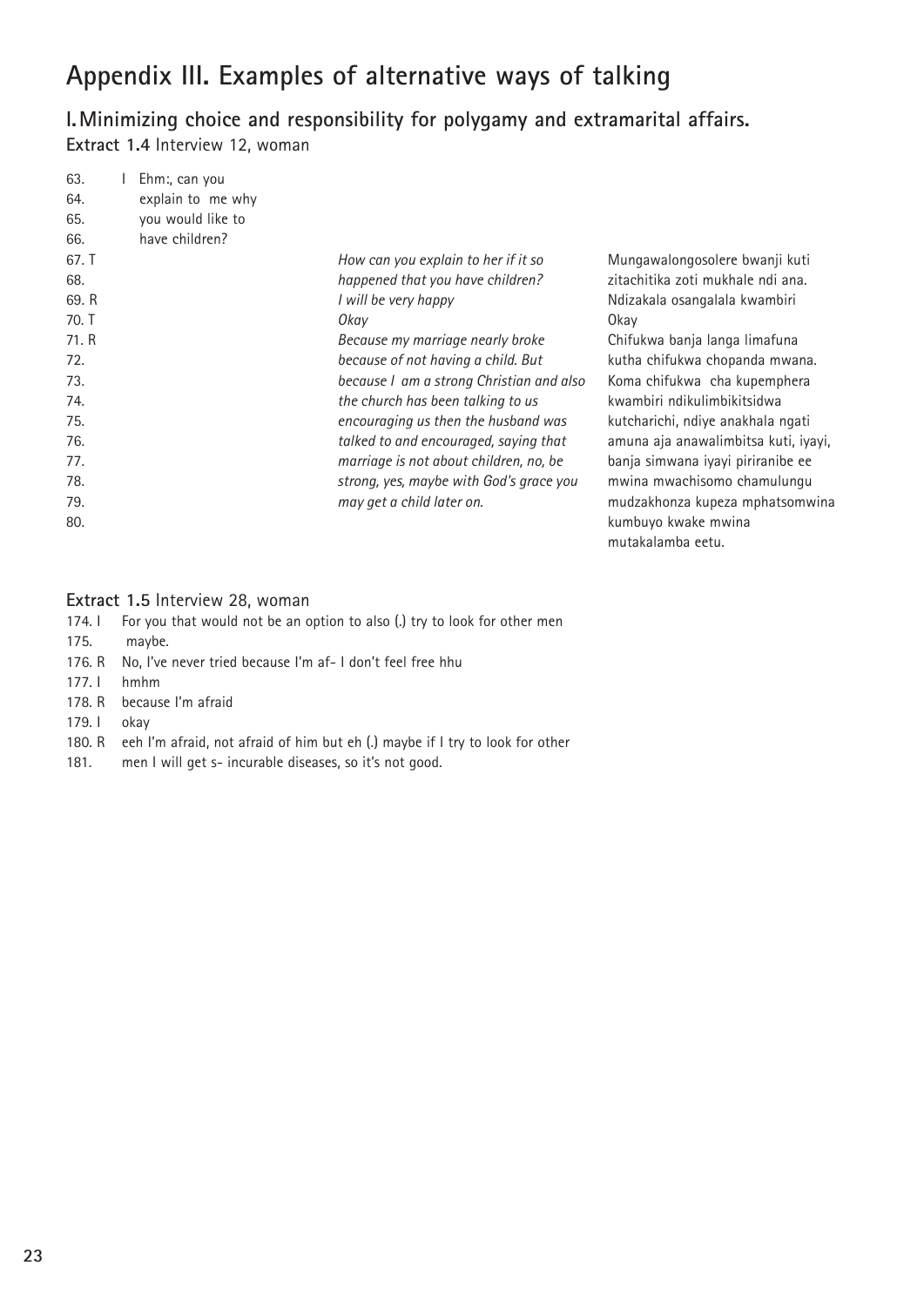# Appendix III. Examples of alternative ways of talking

## I. Minimizing choice and responsibility for polygamy and extramarital affairs.

**Extract 1.4** Interview 12, woman

| Line | Speaker | Original | English translation | Chichewa |
|---|---|---|---|---|
| 63. | I | Ehm:, can you | | |
| 64. | | explain to me why | | |
| 65. | | you would like to | | |
| 66. | | have children? | | |
| 67. | T | | *How can you explain to her if it so* | Mungawalongosolere bwanji kuti |
| 68. | | | *happened that you have children?* | zitachitika zoti mukhale ndi ana. |
| 69. | R | | *I will be very happy* | Ndizakala osangalala kwambiri |
| 70. | T | | *Okay* | Okay |
| 71. | R | | *Because my marriage nearly broke* | Chifukwa banja langa limafuna |
| 72. | | | *because of not having a child. But* | kutha chifukwa chopanda mwana. |
| 73. | | | *because I am a strong Christian and also* | Koma chifukwa cha kupemphera |
| 74. | | | *the church has been talking to us* | kwambiri ndikulimbikitsidwa |
| 75. | | | *encouraging us then the husband was* | kutcharichi, ndiye anakhala ngati |
| 76. | | | *talked to and encouraged, saying that* | amuna aja anawalimbitsa kuti, iyayi, |
| 77. | | | *marriage is not about children, no, be* | banja simwana iyayi piriranibe ee |
| 78. | | | *strong, yes, maybe with God's grace you* | mwina mwachisomo chamulungu |
| 79. | | | *may get a child later on.* | mudzakhonza kupeza mphatsomwina |
| 80. | | | | kumbuyo kwake mwina mutakalamba eetu. |

**Extract 1.5** Interview 28, woman

174. I For you that would not be an option to also (.) try to look for other men
175. maybe.
176. R No, I've never tried because I'm af- I don't feel free hhu
177. I hmhm
178. R because I'm afraid
179. I okay
180. R eeh I'm afraid, not afraid of him but eh (.) maybe if I try to look for other
181. men I will get s- incurable diseases, so it's not good.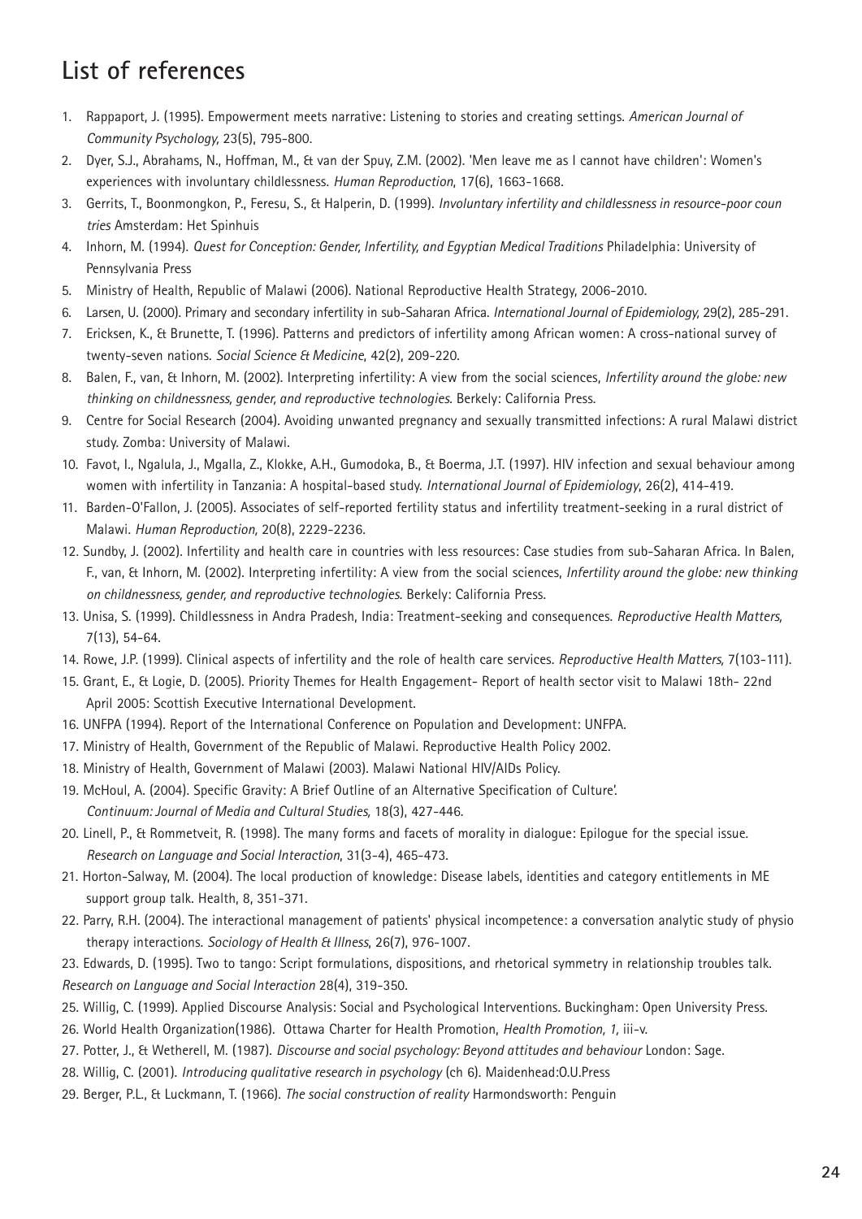## List of references

1. Rappaport, J. (1995). Empowerment meets narrative: Listening to stories and creating settings. *American Journal of Community Psychology,* 23(5), 795-800.
2. Dyer, S.J., Abrahams, N., Hoffman, M., & van der Spuy, Z.M. (2002). 'Men leave me as I cannot have children': Women's experiences with involuntary childlessness. *Human Reproduction*, 17(6), 1663-1668.
3. Gerrits, T., Boonmongkon, P., Feresu, S., & Halperin, D. (1999). *Involuntary infertility and childlessness in resource-poor coun tries* Amsterdam: Het Spinhuis
4. Inhorn, M. (1994). *Quest for Conception: Gender, Infertility, and Egyptian Medical Traditions* Philadelphia: University of Pennsylvania Press
5. Ministry of Health, Republic of Malawi (2006). National Reproductive Health Strategy, 2006-2010.
6. Larsen, U. (2000). Primary and secondary infertility in sub-Saharan Africa. *International Journal of Epidemiology,* 29(2), 285-291.
7. Ericksen, K., & Brunette, T. (1996). Patterns and predictors of infertility among African women: A cross-national survey of twenty-seven nations. *Social Science & Medicine*, 42(2), 209-220.
8. Balen, F., van, & Inhorn, M. (2002). Interpreting infertility: A view from the social sciences, *Infertility around the globe: new thinking on childnessness, gender, and reproductive technologies.* Berkely: California Press.
9. Centre for Social Research (2004). Avoiding unwanted pregnancy and sexually transmitted infections: A rural Malawi district study. Zomba: University of Malawi.
10. Favot, I., Ngalula, J., Mgalla, Z., Klokke, A.H., Gumodoka, B., & Boerma, J.T. (1997). HIV infection and sexual behaviour among women with infertility in Tanzania: A hospital-based study. *International Journal of Epidemiology*, 26(2), 414-419.
11. Barden-O'Fallon, J. (2005). Associates of self-reported fertility status and infertility treatment-seeking in a rural district of Malawi. *Human Reproduction,* 20(8), 2229-2236.
12. Sundby, J. (2002). Infertility and health care in countries with less resources: Case studies from sub-Saharan Africa. In Balen, F., van, & Inhorn, M. (2002). Interpreting infertility: A view from the social sciences, *Infertility around the globe: new thinking on childnessness, gender, and reproductive technologies.* Berkely: California Press.
13. Unisa, S. (1999). Childlessness in Andra Pradesh, India: Treatment-seeking and consequences. *Reproductive Health Matters,* 7(13), 54-64.
14. Rowe, J.P. (1999). Clinical aspects of infertility and the role of health care services. *Reproductive Health Matters,* 7(103-111).
15. Grant, E., & Logie, D. (2005). Priority Themes for Health Engagement- Report of health sector visit to Malawi 18th- 22nd April 2005: Scottish Executive International Development.
16. UNFPA (1994). Report of the International Conference on Population and Development: UNFPA.
17. Ministry of Health, Government of the Republic of Malawi. Reproductive Health Policy 2002.
18. Ministry of Health, Government of Malawi (2003). Malawi National HIV/AIDs Policy.
19. McHoul, A. (2004). Specific Gravity: A Brief Outline of an Alternative Specification of Culture'. *Continuum: Journal of Media and Cultural Studies,* 18(3), 427-446.
20. Linell, P., & Rommetveit, R. (1998). The many forms and facets of morality in dialogue: Epilogue for the special issue. *Research on Language and Social Interaction*, 31(3-4), 465-473.
21. Horton-Salway, M. (2004). The local production of knowledge: Disease labels, identities and category entitlements in ME support group talk. Health, 8, 351-371.
22. Parry, R.H. (2004). The interactional management of patients' physical incompetence: a conversation analytic study of physio therapy interactions. *Sociology of Health & Illness*, 26(7), 976-1007.
23. Edwards, D. (1995). Two to tango: Script formulations, dispositions, and rhetorical symmetry in relationship troubles talk. *Research on Language and Social Interaction* 28(4), 319-350.
25. Willig, C. (1999). Applied Discourse Analysis: Social and Psychological Interventions. Buckingham: Open University Press.
26. World Health Organization(1986). Ottawa Charter for Health Promotion, *Health Promotion, 1,* iii-v.
27. Potter, J., & Wetherell, M. (1987). *Discourse and social psychology: Beyond attitudes and behaviour* London: Sage.
28. Willig, C. (2001). *Introducing qualitative research in psychology* (ch 6). Maidenhead:O.U.Press
29. Berger, P.L., & Luckmann, T. (1966). *The social construction of reality* Harmondsworth: Penguin